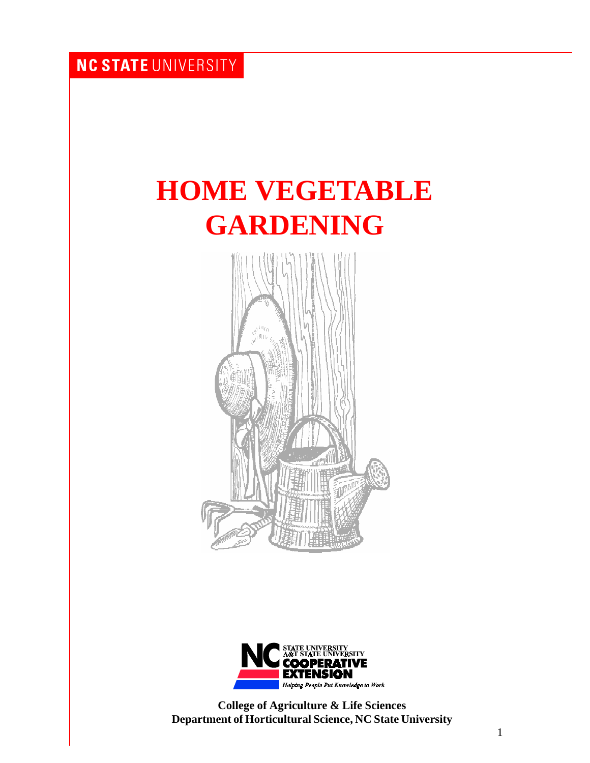NC STATE UNIVERSITY

# HOME VEGETABLE GARDENING

STATE UNIVERSITY
A&T STATE UNIVERSITY
COOPERATIVE EXTENSION
*Helping People Put Knowledge to Work*

**College of Agriculture & Life Sciences**
**Department of Horticultural Science, NC State University**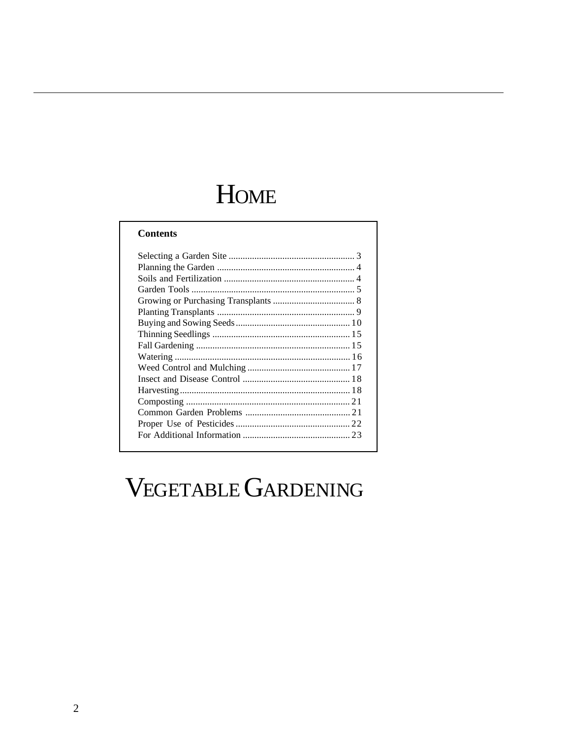# HOME VEGETABLE GARDENING

**Contents**

Selecting a Garden Site ..................................................... 3
Planning the Garden .......................................................... 4
Soils and Fertilization ....................................................... 4
Garden Tools ..................................................................... 5
Growing or Purchasing Transplants .................................. 8
Planting Transplants .......................................................... 9
Buying and Sowing Seeds ................................................ 10
Thinning Seedlings .......................................................... 15
Fall Gardening ................................................................. 15
Watering .......................................................................... 16
Weed Control and Mulching ........................................... 17
Insect and Disease Control ............................................. 18
Harvesting ........................................................................ 18
Composting ..................................................................... 21
Common Garden Problems ............................................ 21
Proper Use of Pesticides ................................................ 22
For Additional Information ............................................. 23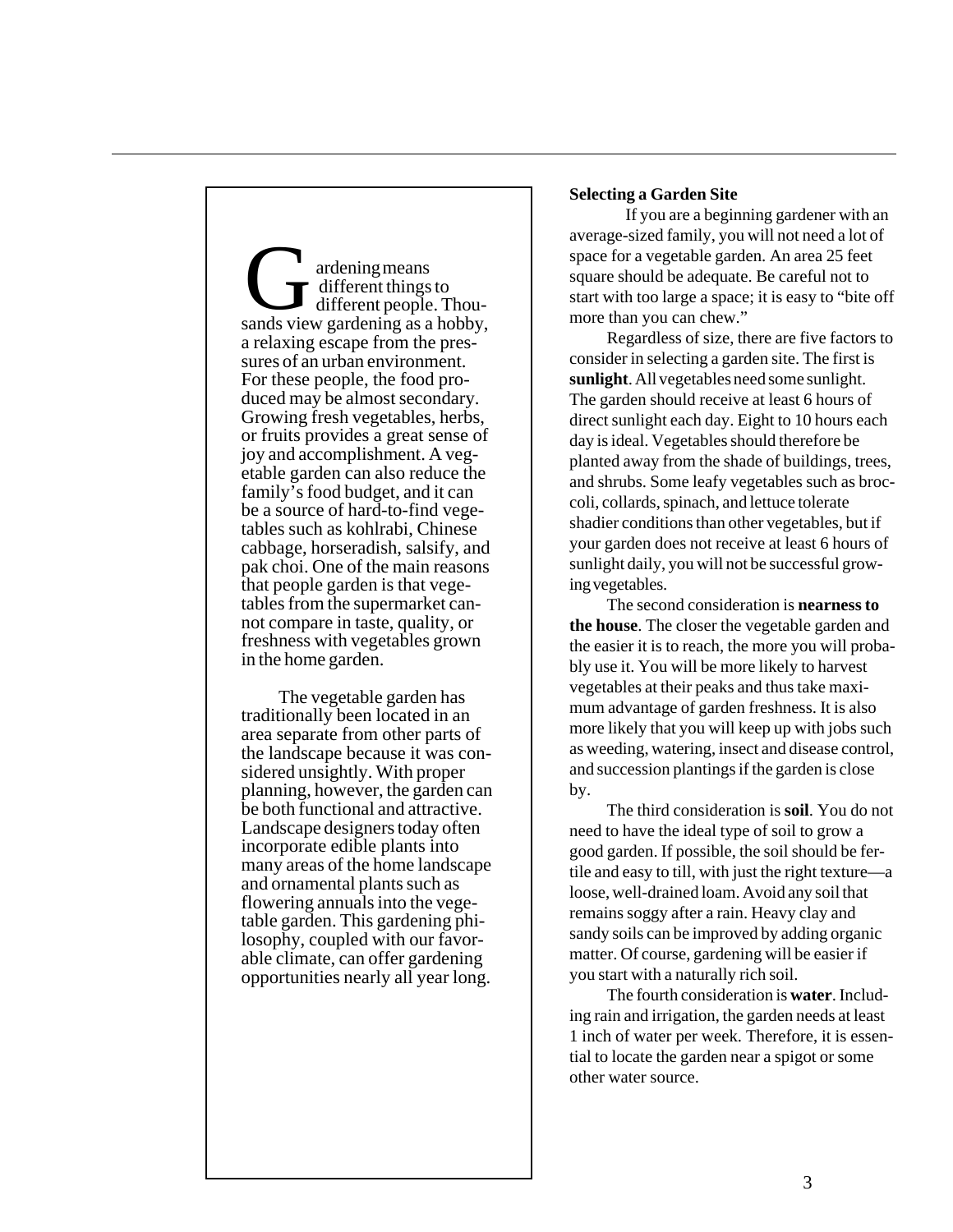Gardening means different things to different people. Thousands view gardening as a hobby, a relaxing escape from the pressures of an urban environment. For these people, the food produced may be almost secondary. Growing fresh vegetables, herbs, or fruits provides a great sense of joy and accomplishment. A vegetable garden can also reduce the family's food budget, and it can be a source of hard-to-find vegetables such as kohlrabi, Chinese cabbage, horseradish, salsify, and pak choi. One of the main reasons that people garden is that vegetables from the supermarket cannot compare in taste, quality, or freshness with vegetables grown in the home garden.

The vegetable garden has traditionally been located in an area separate from other parts of the landscape because it was considered unsightly. With proper planning, however, the garden can be both functional and attractive. Landscape designers today often incorporate edible plants into many areas of the home landscape and ornamental plants such as flowering annuals into the vegetable garden. This gardening philosophy, coupled with our favorable climate, can offer gardening opportunities nearly all year long.

**Selecting a Garden Site**

If you are a beginning gardener with an average-sized family, you will not need a lot of space for a vegetable garden. An area 25 feet square should be adequate. Be careful not to start with too large a space; it is easy to "bite off more than you can chew."

Regardless of size, there are five factors to consider in selecting a garden site. The first is **sunlight**. All vegetables need some sunlight. The garden should receive at least 6 hours of direct sunlight each day. Eight to 10 hours each day is ideal. Vegetables should therefore be planted away from the shade of buildings, trees, and shrubs. Some leafy vegetables such as broccoli, collards, spinach, and lettuce tolerate shadier conditions than other vegetables, but if your garden does not receive at least 6 hours of sunlight daily, you will not be successful growing vegetables.

The second consideration is **nearness to the house**. The closer the vegetable garden and the easier it is to reach, the more you will probably use it. You will be more likely to harvest vegetables at their peaks and thus take maximum advantage of garden freshness. It is also more likely that you will keep up with jobs such as weeding, watering, insect and disease control, and succession plantings if the garden is close by.

The third consideration is **soil**. You do not need to have the ideal type of soil to grow a good garden. If possible, the soil should be fertile and easy to till, with just the right texture—a loose, well-drained loam. Avoid any soil that remains soggy after a rain. Heavy clay and sandy soils can be improved by adding organic matter. Of course, gardening will be easier if you start with a naturally rich soil.

The fourth consideration is **water**. Including rain and irrigation, the garden needs at least 1 inch of water per week. Therefore, it is essential to locate the garden near a spigot or some other water source.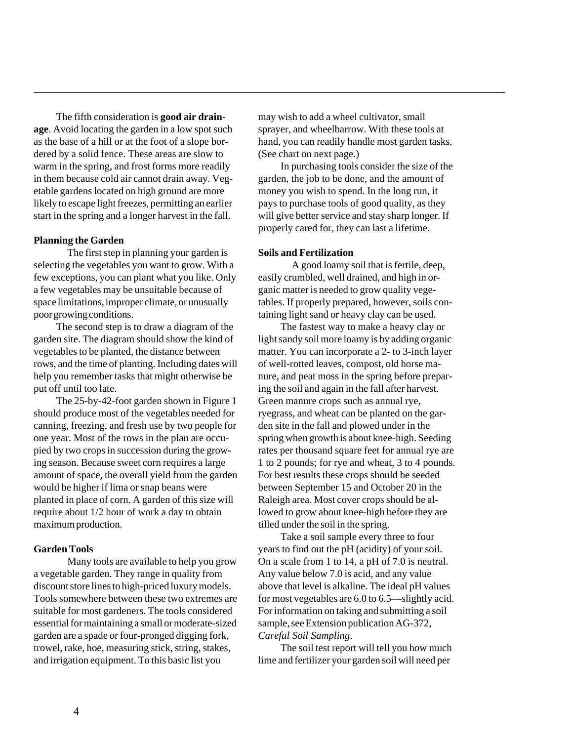The fifth consideration is **good air drainage**. Avoid locating the garden in a low spot such as the base of a hill or at the foot of a slope bordered by a solid fence. These areas are slow to warm in the spring, and frost forms more readily in them because cold air cannot drain away. Vegetable gardens located on high ground are more likely to escape light freezes, permitting an earlier start in the spring and a longer harvest in the fall.

### Planning the Garden

The first step in planning your garden is selecting the vegetables you want to grow. With a few exceptions, you can plant what you like. Only a few vegetables may be unsuitable because of space limitations, improper climate, or unusually poor growing conditions.

The second step is to draw a diagram of the garden site. The diagram should show the kind of vegetables to be planted, the distance between rows, and the time of planting. Including dates will help you remember tasks that might otherwise be put off until too late.

The 25-by-42-foot garden shown in Figure 1 should produce most of the vegetables needed for canning, freezing, and fresh use by two people for one year. Most of the rows in the plan are occupied by two crops in succession during the growing season. Because sweet corn requires a large amount of space, the overall yield from the garden would be higher if lima or snap beans were planted in place of corn. A garden of this size will require about 1/2 hour of work a day to obtain maximum production.

### Garden Tools

Many tools are available to help you grow a vegetable garden. They range in quality from discount store lines to high-priced luxury models. Tools somewhere between these two extremes are suitable for most gardeners. The tools considered essential for maintaining a small or moderate-sized garden are a spade or four-pronged digging fork, trowel, rake, hoe, measuring stick, string, stakes, and irrigation equipment. To this basic list you may wish to add a wheel cultivator, small sprayer, and wheelbarrow. With these tools at hand, you can readily handle most garden tasks. (See chart on next page.)

In purchasing tools consider the size of the garden, the job to be done, and the amount of money you wish to spend. In the long run, it pays to purchase tools of good quality, as they will give better service and stay sharp longer. If properly cared for, they can last a lifetime.

### Soils and Fertilization

A good loamy soil that is fertile, deep, easily crumbled, well drained, and high in organic matter is needed to grow quality vegetables. If properly prepared, however, soils containing light sand or heavy clay can be used.

The fastest way to make a heavy clay or light sandy soil more loamy is by adding organic matter. You can incorporate a 2- to 3-inch layer of well-rotted leaves, compost, old horse manure, and peat moss in the spring before preparing the soil and again in the fall after harvest. Green manure crops such as annual rye, ryegrass, and wheat can be planted on the garden site in the fall and plowed under in the spring when growth is about knee-high. Seeding rates per thousand square feet for annual rye are 1 to 2 pounds; for rye and wheat, 3 to 4 pounds. For best results these crops should be seeded between September 15 and October 20 in the Raleigh area. Most cover crops should be allowed to grow about knee-high before they are tilled under the soil in the spring.

Take a soil sample every three to four years to find out the pH (acidity) of your soil. On a scale from 1 to 14, a pH of 7.0 is neutral. Any value below 7.0 is acid, and any value above that level is alkaline. The ideal pH values for most vegetables are 6.0 to 6.5—slightly acid. For information on taking and submitting a soil sample, see Extension publication AG-372, *Careful Soil Sampling*.

The soil test report will tell you how much lime and fertilizer your garden soil will need per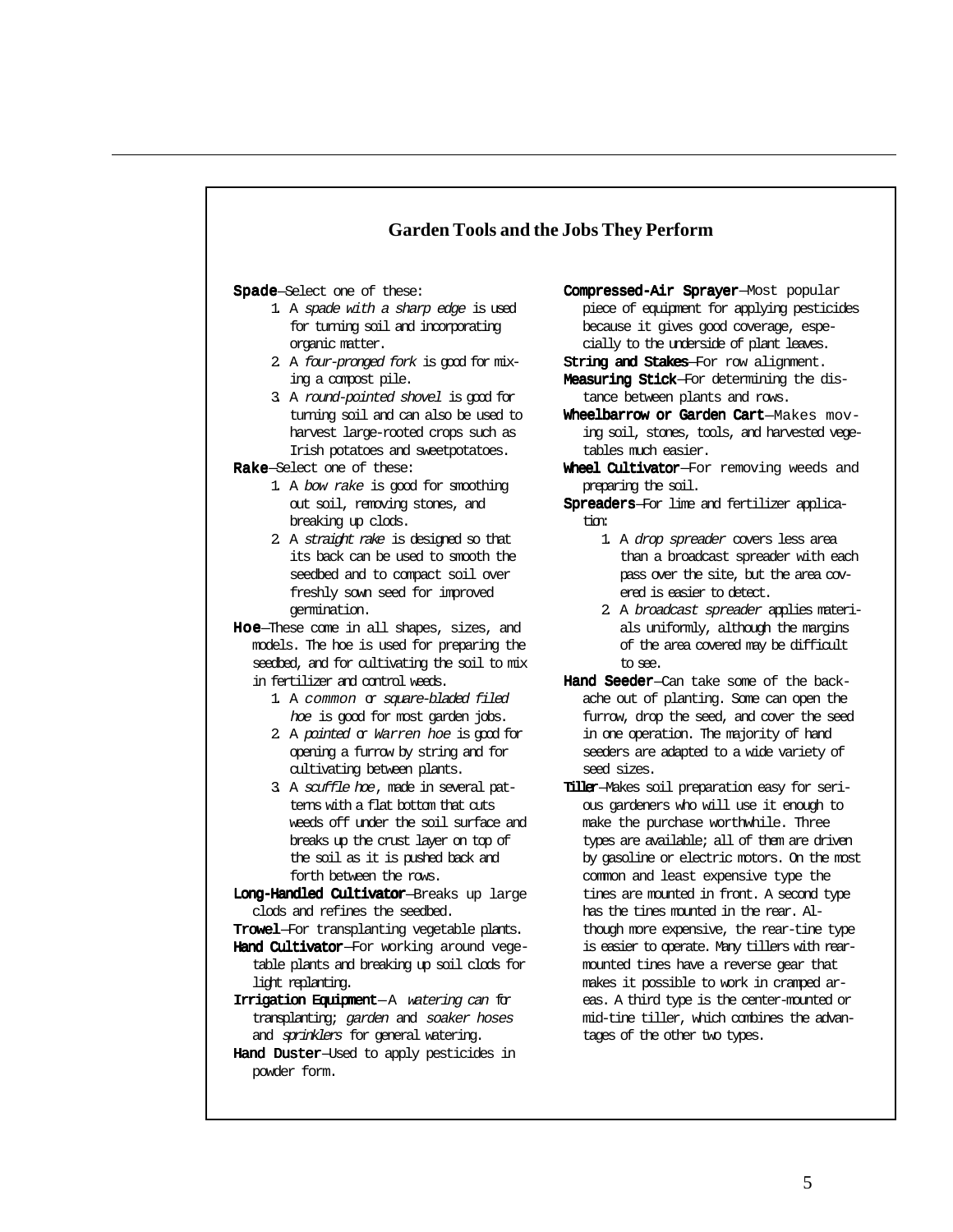## Garden Tools and the Jobs They Perform

**Spade**—Select one of these:

1. A *spade with a sharp edge* is used for turning soil and incorporating organic matter.
2. A *four-pronged fork* is good for mixing a compost pile.
3. A *round-pointed shovel* is good for turning soil and can also be used to harvest large-rooted crops such as Irish potatoes and sweetpotatoes.

**Rake**—Select one of these:

1. A *bow rake* is good for smoothing out soil, removing stones, and breaking up clods.
2. A *straight rake* is designed so that its back can be used to smooth the seedbed and to compact soil over freshly sown seed for improved germination.

**Hoe**—These come in all shapes, sizes, and models. The hoe is used for preparing the seedbed, and for cultivating the soil to mix in fertilizer and control weeds.

1. A *common* or *square-bladed filed hoe* is good for most garden jobs.
2. A *pointed* or *Warren hoe* is good for opening a furrow by string and for cultivating between plants.
3. A *scuffle hoe*, made in several patterns with a flat bottom that cuts weeds off under the soil surface and breaks up the crust layer on top of the soil as it is pushed back and forth between the rows.

**Long-Handled Cultivator**—Breaks up large clods and refines the seedbed.

**Trowel**—For transplanting vegetable plants.

**Hand Cultivator**—For working around vegetable plants and breaking up soil clods for light replanting.

**Irrigation Equipment**—A *watering can* for transplanting; *garden* and *soaker hoses* and *sprinklers* for general watering.

**Hand Duster**—Used to apply pesticides in powder form.

**Compressed-Air Sprayer**—Most popular piece of equipment for applying pesticides because it gives good coverage, especially to the underside of plant leaves.

**String and Stakes**—For row alignment.

**Measuring Stick**—For determining the distance between plants and rows.

**Wheelbarrow or Garden Cart**—Makes moving soil, stones, tools, and harvested vegetables much easier.

**Wheel Cultivator**—For removing weeds and preparing the soil.

**Spreaders**—For lime and fertilizer application:

1. A *drop spreader* covers less area than a broadcast spreader with each pass over the site, but the area covered is easier to detect.
2. A *broadcast spreader* applies materials uniformly, although the margins of the area covered may be difficult to see.

**Hand Seeder**—Can take some of the backache out of planting. Some can open the furrow, drop the seed, and cover the seed in one operation. The majority of hand seeders are adapted to a wide variety of seed sizes.

**Tiller**—Makes soil preparation easy for serious gardeners who will use it enough to make the purchase worthwhile. Three types are available; all of them are driven by gasoline or electric motors. On the most common and least expensive type the tines are mounted in front. A second type has the tines mounted in the rear. Although more expensive, the rear-tine type is easier to operate. Many tillers with rear-mounted tines have a reverse gear that makes it possible to work in cramped areas. A third type is the center-mounted or mid-tine tiller, which combines the advantages of the other two types.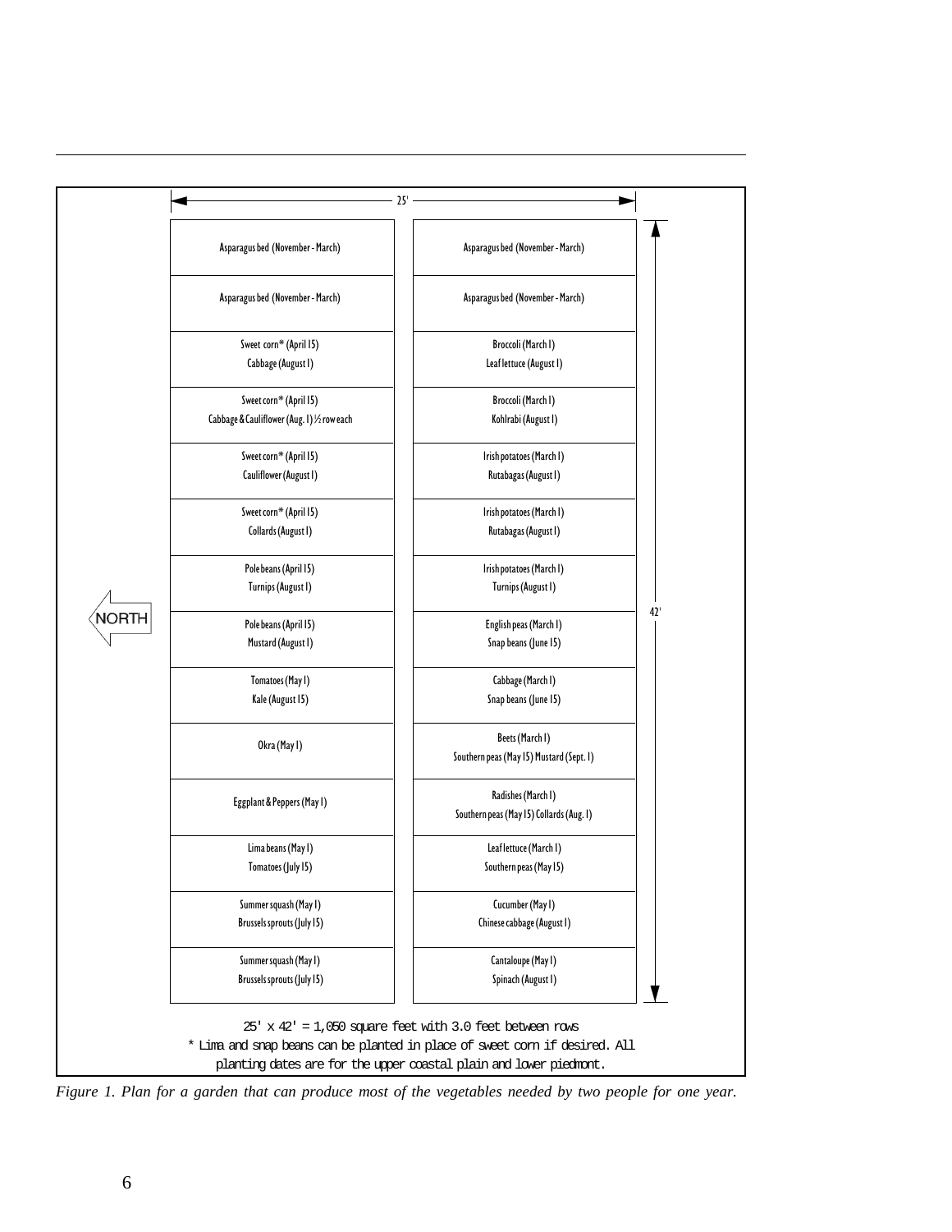25'

42'

NORTH

| | |
|---|---|
| Asparagus bed (November - March) | Asparagus bed (November - March) |
| Asparagus bed (November - March) | Asparagus bed (November - March) |
| Sweet corn* (April 15)<br>Cabbage (August 1) | Broccoli (March 1)<br>Leaf lettuce (August 1) |
| Sweet corn* (April 15)<br>Cabbage & Cauliflower (Aug. 1) ½ row each | Broccoli (March 1)<br>Kohlrabi (August 1) |
| Sweet corn* (April 15)<br>Cauliflower (August 1) | Irish potatoes (March 1)<br>Rutabagas (August 1) |
| Sweet corn* (April 15)<br>Collards (August 1) | Irish potatoes (March 1)<br>Rutabagas (August 1) |
| Pole beans (April 15)<br>Turnips (August 1) | Irish potatoes (March 1)<br>Turnips (August 1) |
| Pole beans (April 15)<br>Mustard (August 1) | English peas (March 1)<br>Snap beans (June 15) |
| Tomatoes (May 1)<br>Kale (August 15) | Cabbage (March 1)<br>Snap beans (June 15) |
| Okra (May 1) | Beets (March 1)<br>Southern peas (May 15) Mustard (Sept. 1) |
| Eggplant & Peppers (May 1) | Radishes (March 1)<br>Southern peas (May 15) Collards (Aug. 1) |
| Lima beans (May 1)<br>Tomatoes (July 15) | Leaf lettuce (March 1)<br>Southern peas (May 15) |
| Summer squash (May 1)<br>Brussels sprouts (July 15) | Cucumber (May 1)<br>Chinese cabbage (August 1) |
| Summer squash (May 1)<br>Brussels sprouts (July 15) | Cantaloupe (May 1)<br>Spinach (August 1) |

25' x 42' = 1,050 square feet with 3.0 feet between rows

* Lima and snap beans can be planted in place of sweet corn if desired. All planting dates are for the upper coastal plain and lower piedmont.

*Figure 1. Plan for a garden that can produce most of the vegetables needed by two people for one year.*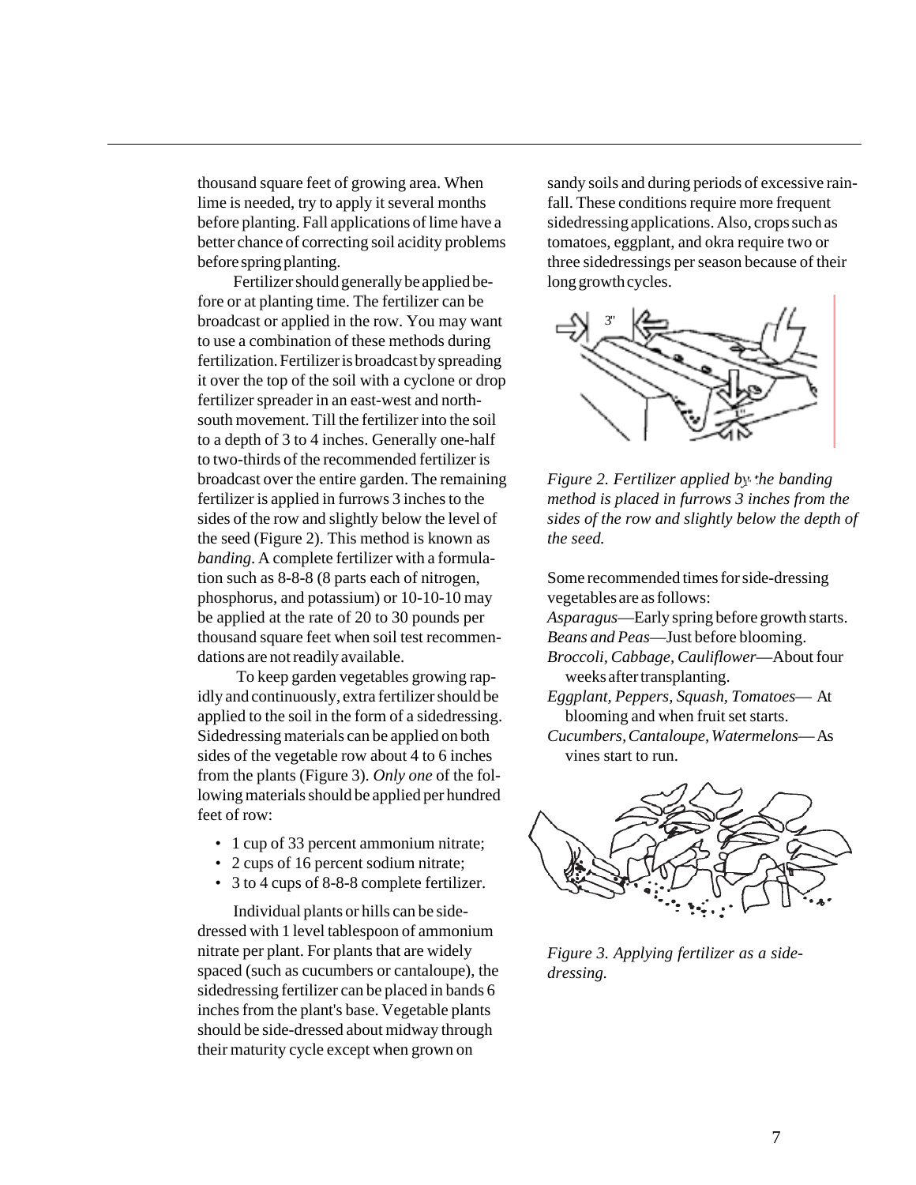thousand square feet of growing area. When lime is needed, try to apply it several months before planting. Fall applications of lime have a better chance of correcting soil acidity problems before spring planting.

Fertilizer should generally be applied before or at planting time. The fertilizer can be broadcast or applied in the row. You may want to use a combination of these methods during fertilization. Fertilizer is broadcast by spreading it over the top of the soil with a cyclone or drop fertilizer spreader in an east-west and north-south movement. Till the fertilizer into the soil to a depth of 3 to 4 inches. Generally one-half to two-thirds of the recommended fertilizer is broadcast over the entire garden. The remaining fertilizer is applied in furrows 3 inches to the sides of the row and slightly below the level of the seed (Figure 2). This method is known as *banding*. A complete fertilizer with a formulation such as 8-8-8 (8 parts each of nitrogen, phosphorus, and potassium) or 10-10-10 may be applied at the rate of 20 to 30 pounds per thousand square feet when soil test recommendations are not readily available.

To keep garden vegetables growing rapidly and continuously, extra fertilizer should be applied to the soil in the form of a sidedressing. Sidedressing materials can be applied on both sides of the vegetable row about 4 to 6 inches from the plants (Figure 3). *Only one* of the following materials should be applied per hundred feet of row:

- 1 cup of 33 percent ammonium nitrate;
- 2 cups of 16 percent sodium nitrate;
- 3 to 4 cups of 8-8-8 complete fertilizer.

Individual plants or hills can be sidedressed with 1 level tablespoon of ammonium nitrate per plant. For plants that are widely spaced (such as cucumbers or cantaloupe), the sidedressing fertilizer can be placed in bands 6 inches from the plant's base. Vegetable plants should be side-dressed about midway through their maturity cycle except when grown on sandy soils and during periods of excessive rainfall. These conditions require more frequent sidedressing applications. Also, crops such as tomatoes, eggplant, and okra require two or three sidedressings per season because of their long growth cycles.

*Figure 2. Fertilizer applied by the banding method is placed in furrows 3 inches from the sides of the row and slightly below the depth of the seed.*

Some recommended times for side-dressing vegetables are as follows:

*Asparagus*—Early spring before growth starts.
*Beans and Peas*—Just before blooming.
*Broccoli, Cabbage, Cauliflower*—About four weeks after transplanting.
*Eggplant, Peppers, Squash, Tomatoes*— At blooming and when fruit set starts.
*Cucumbers, Cantaloupe, Watermelons*— As vines start to run.

*Figure 3. Applying fertilizer as a side-dressing.*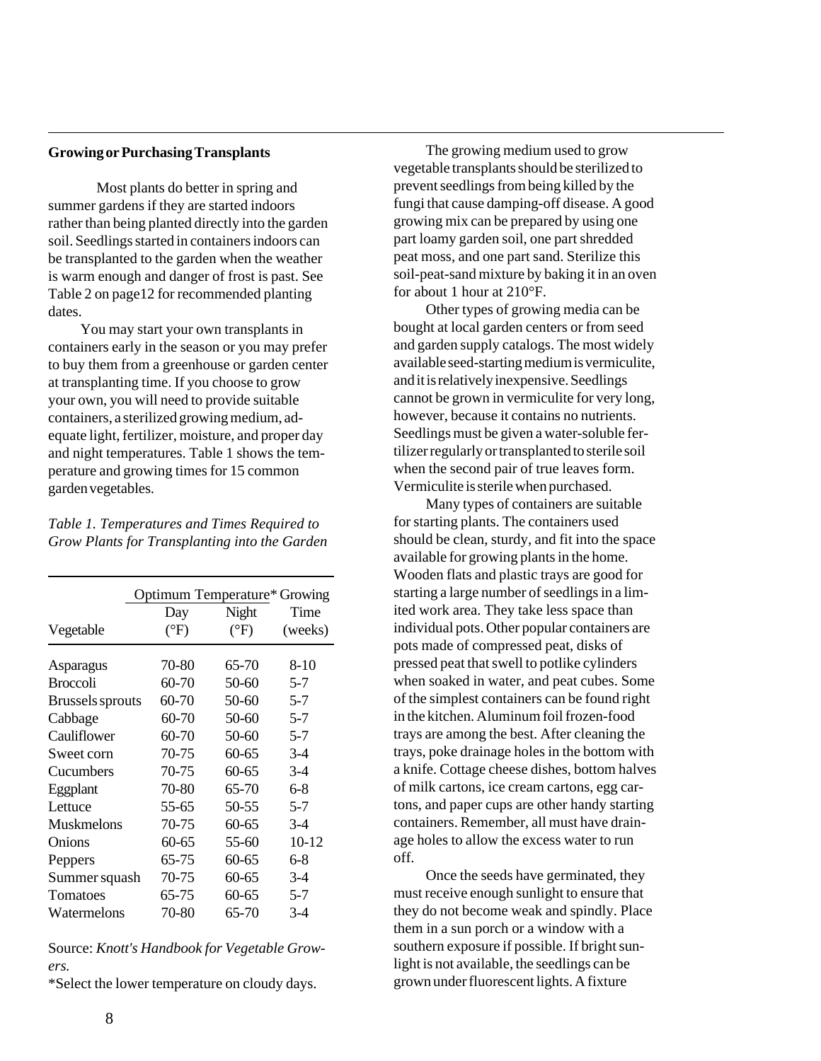## Growing or Purchasing Transplants

Most plants do better in spring and summer gardens if they are started indoors rather than being planted directly into the garden soil. Seedlings started in containers indoors can be transplanted to the garden when the weather is warm enough and danger of frost is past. See Table 2 on page12 for recommended planting dates.

You may start your own transplants in containers early in the season or you may prefer to buy them from a greenhouse or garden center at transplanting time. If you choose to grow your own, you will need to provide suitable containers, a sterilized growing medium, adequate light, fertilizer, moisture, and proper day and night temperatures. Table 1 shows the temperature and growing times for 15 common garden vegetables.

*Table 1. Temperatures and Times Required to Grow Plants for Transplanting into the Garden*

| | Optimum Temperature* | | Growing |
|---|---|---|---|
| Vegetable | Day (°F) | Night (°F) | Time (weeks) |
| Asparagus | 70-80 | 65-70 | 8-10 |
| Broccoli | 60-70 | 50-60 | 5-7 |
| Brussels sprouts | 60-70 | 50-60 | 5-7 |
| Cabbage | 60-70 | 50-60 | 5-7 |
| Cauliflower | 60-70 | 50-60 | 5-7 |
| Sweet corn | 70-75 | 60-65 | 3-4 |
| Cucumbers | 70-75 | 60-65 | 3-4 |
| Eggplant | 70-80 | 65-70 | 6-8 |
| Lettuce | 55-65 | 50-55 | 5-7 |
| Muskmelons | 70-75 | 60-65 | 3-4 |
| Onions | 60-65 | 55-60 | 10-12 |
| Peppers | 65-75 | 60-65 | 6-8 |
| Summer squash | 70-75 | 60-65 | 3-4 |
| Tomatoes | 65-75 | 60-65 | 5-7 |
| Watermelons | 70-80 | 65-70 | 3-4 |

Source: *Knott's Handbook for Vegetable Growers.*

*Select the lower temperature on cloudy days.

The growing medium used to grow vegetable transplants should be sterilized to prevent seedlings from being killed by the fungi that cause damping-off disease. A good growing mix can be prepared by using one part loamy garden soil, one part shredded peat moss, and one part sand. Sterilize this soil-peat-sand mixture by baking it in an oven for about 1 hour at 210°F.

Other types of growing media can be bought at local garden centers or from seed and garden supply catalogs. The most widely available seed-starting medium is vermiculite, and it is relatively inexpensive. Seedlings cannot be grown in vermiculite for very long, however, because it contains no nutrients. Seedlings must be given a water-soluble fertilizer regularly or transplanted to sterile soil when the second pair of true leaves form. Vermiculite is sterile when purchased.

Many types of containers are suitable for starting plants. The containers used should be clean, sturdy, and fit into the space available for growing plants in the home. Wooden flats and plastic trays are good for starting a large number of seedlings in a limited work area. They take less space than individual pots. Other popular containers are pots made of compressed peat, disks of pressed peat that swell to potlike cylinders when soaked in water, and peat cubes. Some of the simplest containers can be found right in the kitchen. Aluminum foil frozen-food trays are among the best. After cleaning the trays, poke drainage holes in the bottom with a knife. Cottage cheese dishes, bottom halves of milk cartons, ice cream cartons, egg cartons, and paper cups are other handy starting containers. Remember, all must have drainage holes to allow the excess water to run off.

Once the seeds have germinated, they must receive enough sunlight to ensure that they do not become weak and spindly. Place them in a sun porch or a window with a southern exposure if possible. If bright sunlight is not available, the seedlings can be grown under fluorescent lights. A fixture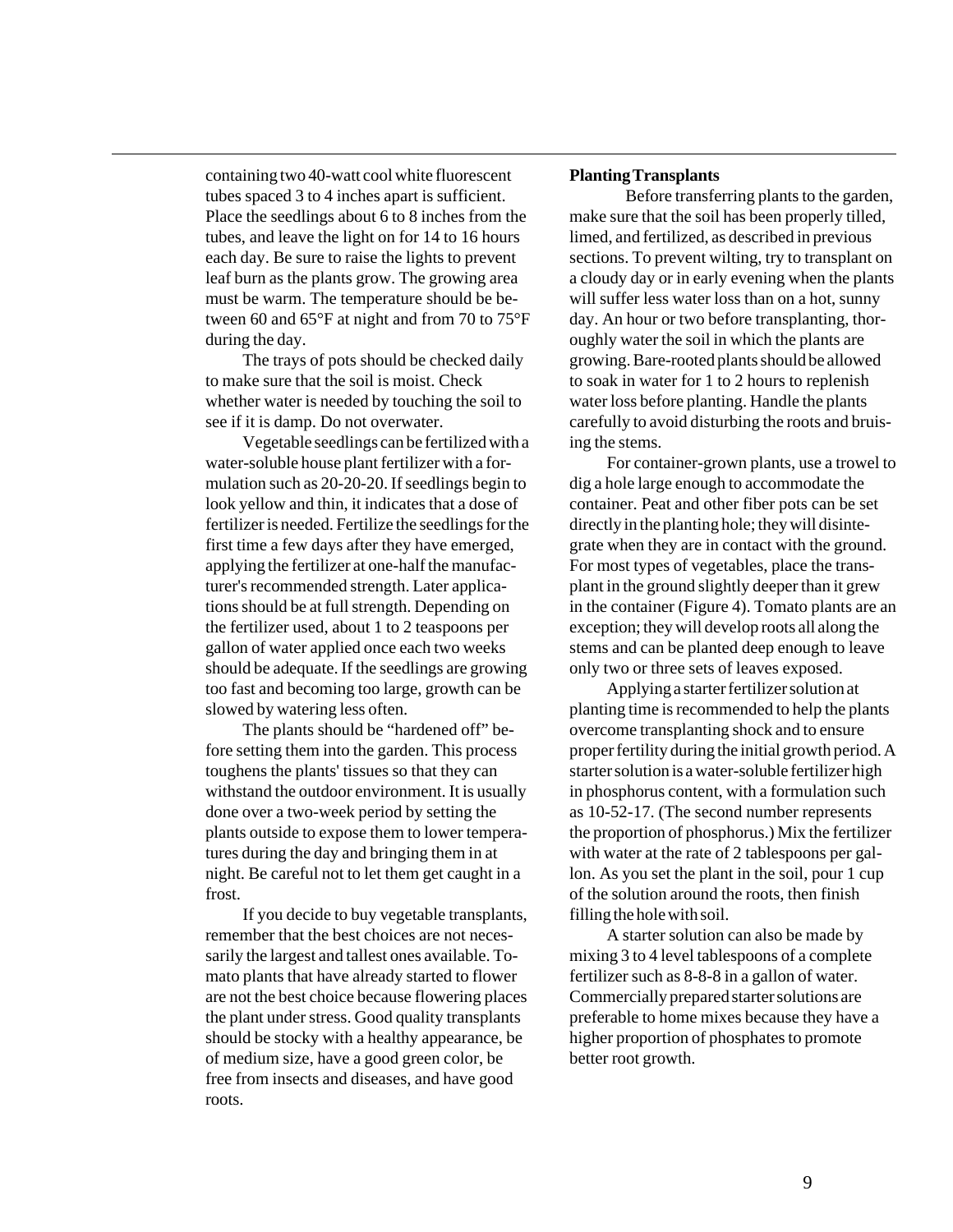containing two 40-watt cool white fluorescent tubes spaced 3 to 4 inches apart is sufficient. Place the seedlings about 6 to 8 inches from the tubes, and leave the light on for 14 to 16 hours each day. Be sure to raise the lights to prevent leaf burn as the plants grow. The growing area must be warm. The temperature should be between 60 and 65°F at night and from 70 to 75°F during the day.

The trays of pots should be checked daily to make sure that the soil is moist. Check whether water is needed by touching the soil to see if it is damp. Do not overwater.

Vegetable seedlings can be fertilized with a water-soluble house plant fertilizer with a formulation such as 20-20-20. If seedlings begin to look yellow and thin, it indicates that a dose of fertilizer is needed. Fertilize the seedlings for the first time a few days after they have emerged, applying the fertilizer at one-half the manufacturer's recommended strength. Later applications should be at full strength. Depending on the fertilizer used, about 1 to 2 teaspoons per gallon of water applied once each two weeks should be adequate. If the seedlings are growing too fast and becoming too large, growth can be slowed by watering less often.

The plants should be "hardened off" before setting them into the garden. This process toughens the plants' tissues so that they can withstand the outdoor environment. It is usually done over a two-week period by setting the plants outside to expose them to lower temperatures during the day and bringing them in at night. Be careful not to let them get caught in a frost.

If you decide to buy vegetable transplants, remember that the best choices are not necessarily the largest and tallest ones available. Tomato plants that have already started to flower are not the best choice because flowering places the plant under stress. Good quality transplants should be stocky with a healthy appearance, be of medium size, have a good green color, be free from insects and diseases, and have good roots.

**Planting Transplants**

Before transferring plants to the garden, make sure that the soil has been properly tilled, limed, and fertilized, as described in previous sections. To prevent wilting, try to transplant on a cloudy day or in early evening when the plants will suffer less water loss than on a hot, sunny day. An hour or two before transplanting, thoroughly water the soil in which the plants are growing. Bare-rooted plants should be allowed to soak in water for 1 to 2 hours to replenish water loss before planting. Handle the plants carefully to avoid disturbing the roots and bruising the stems.

For container-grown plants, use a trowel to dig a hole large enough to accommodate the container. Peat and other fiber pots can be set directly in the planting hole; they will disintegrate when they are in contact with the ground. For most types of vegetables, place the transplant in the ground slightly deeper than it grew in the container (Figure 4). Tomato plants are an exception; they will develop roots all along the stems and can be planted deep enough to leave only two or three sets of leaves exposed.

Applying a starter fertilizer solution at planting time is recommended to help the plants overcome transplanting shock and to ensure proper fertility during the initial growth period. A starter solution is a water-soluble fertilizer high in phosphorus content, with a formulation such as 10-52-17. (The second number represents the proportion of phosphorus.) Mix the fertilizer with water at the rate of 2 tablespoons per gallon. As you set the plant in the soil, pour 1 cup of the solution around the roots, then finish filling the hole with soil.

A starter solution can also be made by mixing 3 to 4 level tablespoons of a complete fertilizer such as 8-8-8 in a gallon of water. Commercially prepared starter solutions are preferable to home mixes because they have a higher proportion of phosphates to promote better root growth.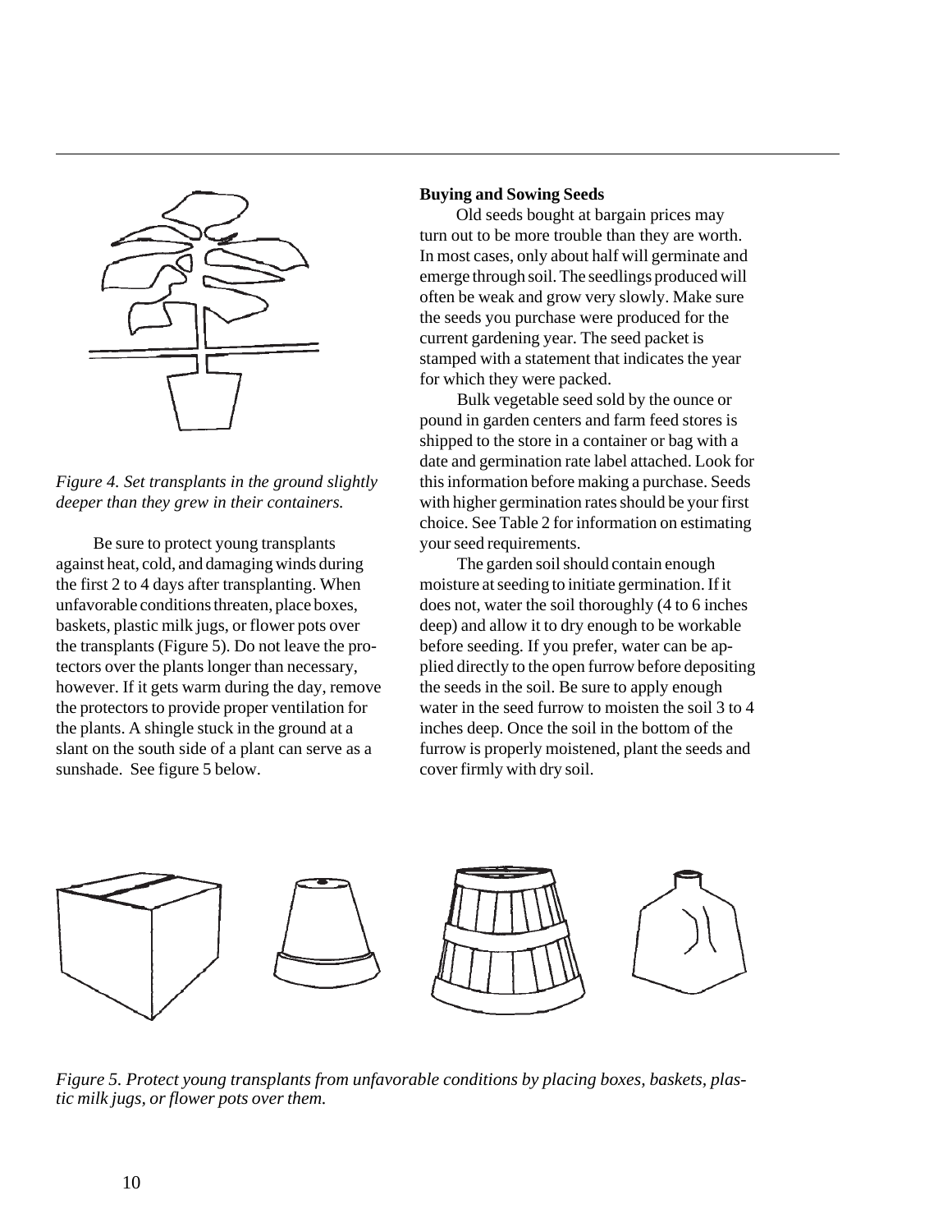*Figure 4. Set transplants in the ground slightly deeper than they grew in their containers.*

Be sure to protect young transplants against heat, cold, and damaging winds during the first 2 to 4 days after transplanting. When unfavorable conditions threaten, place boxes, baskets, plastic milk jugs, or flower pots over the transplants (Figure 5). Do not leave the protectors over the plants longer than necessary, however. If it gets warm during the day, remove the protectors to provide proper ventilation for the plants. A shingle stuck in the ground at a slant on the south side of a plant can serve as a sunshade. See figure 5 below.

**Buying and Sowing Seeds**

Old seeds bought at bargain prices may turn out to be more trouble than they are worth. In most cases, only about half will germinate and emerge through soil. The seedlings produced will often be weak and grow very slowly. Make sure the seeds you purchase were produced for the current gardening year. The seed packet is stamped with a statement that indicates the year for which they were packed.

Bulk vegetable seed sold by the ounce or pound in garden centers and farm feed stores is shipped to the store in a container or bag with a date and germination rate label attached. Look for this information before making a purchase. Seeds with higher germination rates should be your first choice. See Table 2 for information on estimating your seed requirements.

The garden soil should contain enough moisture at seeding to initiate germination. If it does not, water the soil thoroughly (4 to 6 inches deep) and allow it to dry enough to be workable before seeding. If you prefer, water can be applied directly to the open furrow before depositing the seeds in the soil. Be sure to apply enough water in the seed furrow to moisten the soil 3 to 4 inches deep. Once the soil in the bottom of the furrow is properly moistened, plant the seeds and cover firmly with dry soil.

*Figure 5. Protect young transplants from unfavorable conditions by placing boxes, baskets, plastic milk jugs, or flower pots over them.*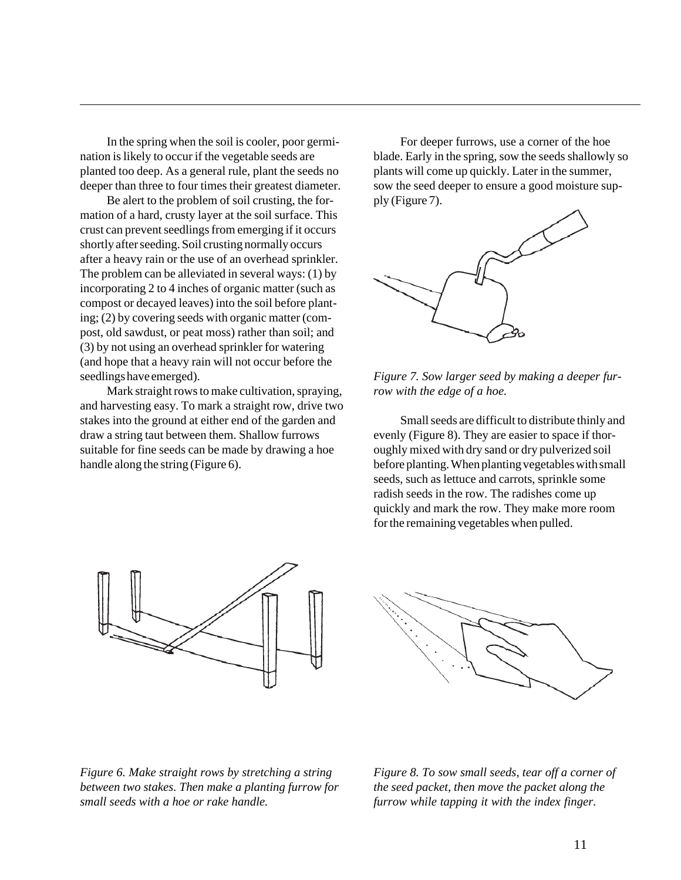In the spring when the soil is cooler, poor germination is likely to occur if the vegetable seeds are planted too deep. As a general rule, plant the seeds no deeper than three to four times their greatest diameter.

Be alert to the problem of soil crusting, the formation of a hard, crusty layer at the soil surface. This crust can prevent seedlings from emerging if it occurs shortly after seeding. Soil crusting normally occurs after a heavy rain or the use of an overhead sprinkler. The problem can be alleviated in several ways: (1) by incorporating 2 to 4 inches of organic matter (such as compost or decayed leaves) into the soil before planting; (2) by covering seeds with organic matter (compost, old sawdust, or peat moss) rather than soil; and (3) by not using an overhead sprinkler for watering (and hope that a heavy rain will not occur before the seedlings have emerged).

Mark straight rows to make cultivation, spraying, and harvesting easy. To mark a straight row, drive two stakes into the ground at either end of the garden and draw a string taut between them. Shallow furrows suitable for fine seeds can be made by drawing a hoe handle along the string (Figure 6).

For deeper furrows, use a corner of the hoe blade. Early in the spring, sow the seeds shallowly so plants will come up quickly. Later in the summer, sow the seed deeper to ensure a good moisture supply (Figure 7).

*Figure 7. Sow larger seed by making a deeper furrow with the edge of a hoe.*

Small seeds are difficult to distribute thinly and evenly (Figure 8). They are easier to space if thoroughly mixed with dry sand or dry pulverized soil before planting. When planting vegetables with small seeds, such as lettuce and carrots, sprinkle some radish seeds in the row. The radishes come up quickly and mark the row. They make more room for the remaining vegetables when pulled.

*Figure 6. Make straight rows by stretching a string between two stakes. Then make a planting furrow for small seeds with a hoe or rake handle.*

*Figure 8. To sow small seeds, tear off a corner of the seed packet, then move the packet along the furrow while tapping it with the index finger.*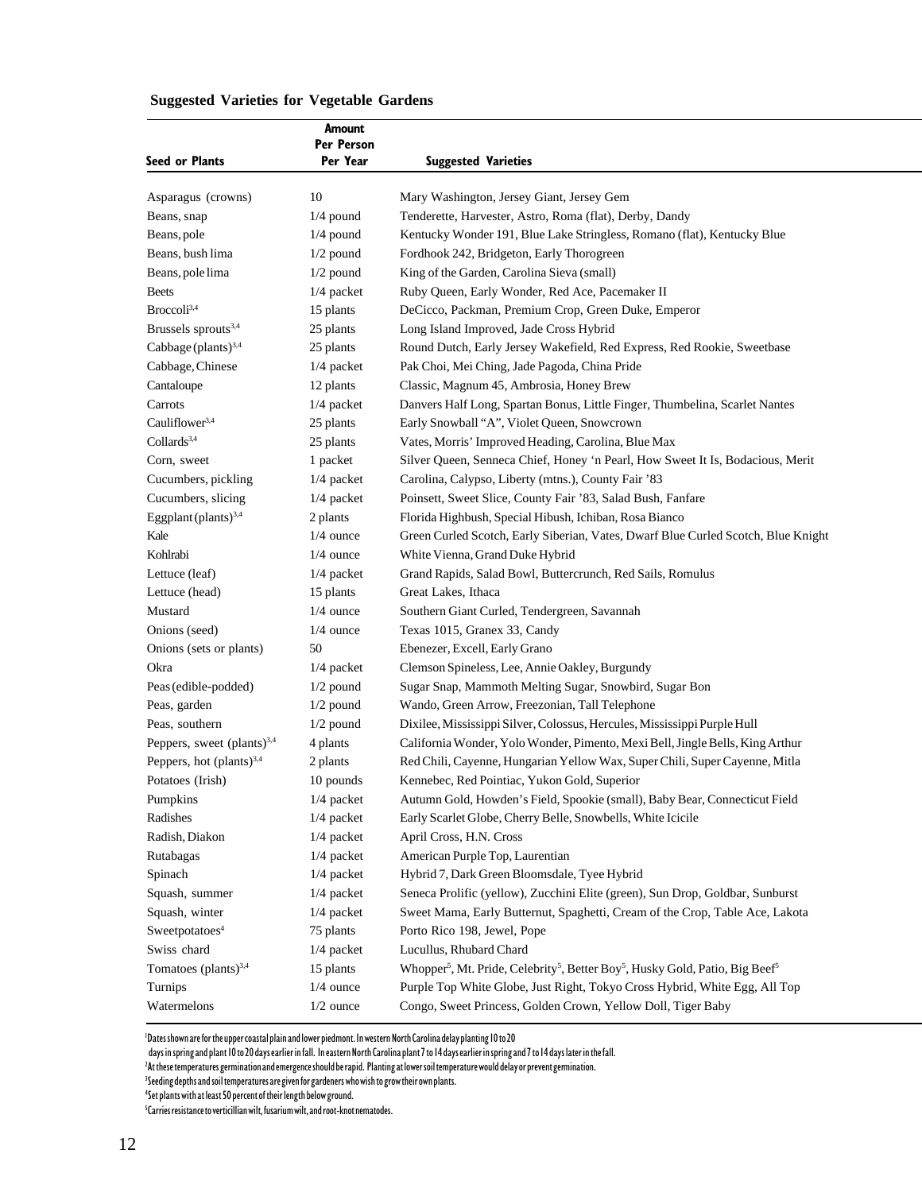## Suggested Varieties for Vegetable Gardens

| Seed or Plants | Amount Per Person Per Year | Suggested Varieties |
|---|---|---|
| Asparagus (crowns) | 10 | Mary Washington, Jersey Giant, Jersey Gem |
| Beans, snap | 1/4 pound | Tenderette, Harvester, Astro, Roma (flat), Derby, Dandy |
| Beans, pole | 1/4 pound | Kentucky Wonder 191, Blue Lake Stringless, Romano (flat), Kentucky Blue |
| Beans, bush lima | 1/2 pound | Fordhook 242, Bridgeton, Early Thorogreen |
| Beans, pole lima | 1/2 pound | King of the Garden, Carolina Sieva (small) |
| Beets | 1/4 packet | Ruby Queen, Early Wonder, Red Ace, Pacemaker II |
| Broccoli[3,4] | 15 plants | DeCicco, Packman, Premium Crop, Green Duke, Emperor |
| Brussels sprouts[3,4] | 25 plants | Long Island Improved, Jade Cross Hybrid |
| Cabbage (plants)[3,4] | 25 plants | Round Dutch, Early Jersey Wakefield, Red Express, Red Rookie, Sweetbase |
| Cabbage, Chinese | 1/4 packet | Pak Choi, Mei Ching, Jade Pagoda, China Pride |
| Cantaloupe | 12 plants | Classic, Magnum 45, Ambrosia, Honey Brew |
| Carrots | 1/4 packet | Danvers Half Long, Spartan Bonus, Little Finger, Thumbelina, Scarlet Nantes |
| Cauliflower[3,4] | 25 plants | Early Snowball "A", Violet Queen, Snowcrown |
| Collards[3,4] | 25 plants | Vates, Morris' Improved Heading, Carolina, Blue Max |
| Corn, sweet | 1 packet | Silver Queen, Senneca Chief, Honey 'n Pearl, How Sweet It Is, Bodacious, Merit |
| Cucumbers, pickling | 1/4 packet | Carolina, Calypso, Liberty (mtns.), County Fair '83 |
| Cucumbers, slicing | 1/4 packet | Poinsett, Sweet Slice, County Fair '83, Salad Bush, Fanfare |
| Eggplant (plants)[3,4] | 2 plants | Florida Highbush, Special Hibush, Ichiban, Rosa Bianco |
| Kale | 1/4 ounce | Green Curled Scotch, Early Siberian, Vates, Dwarf Blue Curled Scotch, Blue Knight |
| Kohlrabi | 1/4 ounce | White Vienna, Grand Duke Hybrid |
| Lettuce (leaf) | 1/4 packet | Grand Rapids, Salad Bowl, Buttercrunch, Red Sails, Romulus |
| Lettuce (head) | 15 plants | Great Lakes, Ithaca |
| Mustard | 1/4 ounce | Southern Giant Curled, Tendergreen, Savannah |
| Onions (seed) | 1/4 ounce | Texas 1015, Granex 33, Candy |
| Onions (sets or plants) | 50 | Ebenezer, Excell, Early Grano |
| Okra | 1/4 packet | Clemson Spineless, Lee, Annie Oakley, Burgundy |
| Peas (edible-podded) | 1/2 pound | Sugar Snap, Mammoth Melting Sugar, Snowbird, Sugar Bon |
| Peas, garden | 1/2 pound | Wando, Green Arrow, Freezonian, Tall Telephone |
| Peas, southern | 1/2 pound | Dixilee, Mississippi Silver, Colossus, Hercules, Mississippi Purple Hull |
| Peppers, sweet (plants)[3,4] | 4 plants | California Wonder, Yolo Wonder, Pimento, Mexi Bell, Jingle Bells, King Arthur |
| Peppers, hot (plants)[3,4] | 2 plants | Red Chili, Cayenne, Hungarian Yellow Wax, Super Chili, Super Cayenne, Mitla |
| Potatoes (Irish) | 10 pounds | Kennebec, Red Pointiac, Yukon Gold, Superior |
| Pumpkins | 1/4 packet | Autumn Gold, Howden's Field, Spookie (small), Baby Bear, Connecticut Field |
| Radishes | 1/4 packet | Early Scarlet Globe, Cherry Belle, Snowbells, White Icicile |
| Radish, Diakon | 1/4 packet | April Cross, H.N. Cross |
| Rutabagas | 1/4 packet | American Purple Top, Laurentian |
| Spinach | 1/4 packet | Hybrid 7, Dark Green Bloomsdale, Tyee Hybrid |
| Squash, summer | 1/4 packet | Seneca Prolific (yellow), Zucchini Elite (green), Sun Drop, Goldbar, Sunburst |
| Squash, winter | 1/4 packet | Sweet Mama, Early Butternut, Spaghetti, Cream of the Crop, Table Ace, Lakota |
| Sweetpotatoes[4] | 75 plants | Porto Rico 198, Jewel, Pope |
| Swiss chard | 1/4 packet | Lucullus, Rhubard Chard |
| Tomatoes (plants)[3,4] | 15 plants | Whopper[5], Mt. Pride, Celebrity[5], Better Boy[5], Husky Gold, Patio, Big Beef[5] |
| Turnips | 1/4 ounce | Purple Top White Globe, Just Right, Tokyo Cross Hybrid, White Egg, All Top |
| Watermelons | 1/2 ounce | Congo, Sweet Princess, Golden Crown, Yellow Doll, Tiger Baby |

[1]Dates shown are for the upper coastal plain and lower piedmont. In western North Carolina delay planting 10 to 20 days in spring and plant 10 to 20 days earlier in fall. In eastern North Carolina plant 7 to 14 days earlier in spring and 7 to 14 days later in the fall.

[2]At these temperatures germination and emergence should be rapid. Planting at lower soil temperature would delay or prevent germination.

[3]Seeding depths and soil temperatures are given for gardeners who wish to grow their own plants.

[4]Set plants with at least 50 percent of their length below ground.

[5]Carries resistance to verticillian wilt, fusarium wilt, and root-knot nematodes.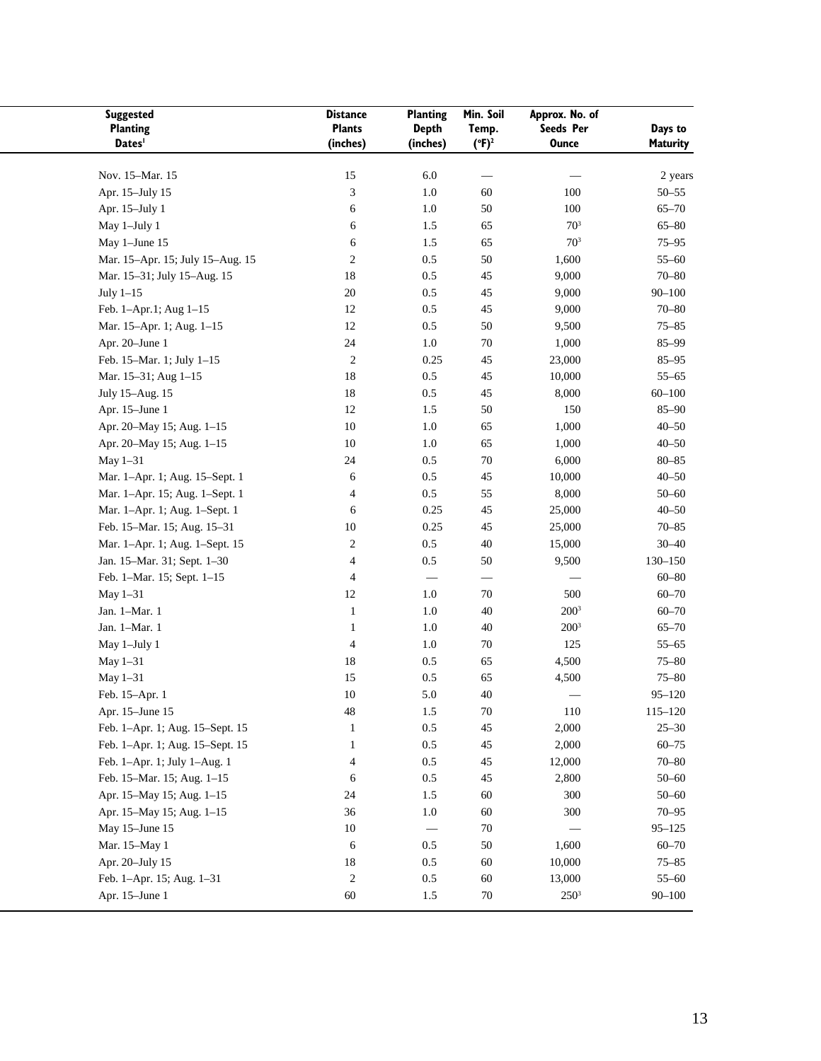| Suggested Planting Dates[1] | Distance Plants (inches) | Planting Depth (inches) | Min. Soil Temp. (°F)[2] | Approx. No. of Seeds Per Ounce | Days to Maturity |
|---|---|---|---|---|---|
| Nov. 15–Mar. 15 | 15 | 6.0 | — | — | 2 years |
| Apr. 15–July 15 | 3 | 1.0 | 60 | 100 | 50–55 |
| Apr. 15–July 1 | 6 | 1.0 | 50 | 100 | 65–70 |
| May 1–July 1 | 6 | 1.5 | 65 | 70[3] | 65–80 |
| May 1–June 15 | 6 | 1.5 | 65 | 70[3] | 75–95 |
| Mar. 15–Apr. 15; July 15–Aug. 15 | 2 | 0.5 | 50 | 1,600 | 55–60 |
| Mar. 15–31; July 15–Aug. 15 | 18 | 0.5 | 45 | 9,000 | 70–80 |
| July 1–15 | 20 | 0.5 | 45 | 9,000 | 90–100 |
| Feb. 1–Apr.1; Aug 1–15 | 12 | 0.5 | 45 | 9,000 | 70–80 |
| Mar. 15–Apr. 1; Aug. 1–15 | 12 | 0.5 | 50 | 9,500 | 75–85 |
| Apr. 20–June 1 | 24 | 1.0 | 70 | 1,000 | 85–99 |
| Feb. 15–Mar. 1; July 1–15 | 2 | 0.25 | 45 | 23,000 | 85–95 |
| Mar. 15–31; Aug 1–15 | 18 | 0.5 | 45 | 10,000 | 55–65 |
| July 15–Aug. 15 | 18 | 0.5 | 45 | 8,000 | 60–100 |
| Apr. 15–June 1 | 12 | 1.5 | 50 | 150 | 85–90 |
| Apr. 20–May 15; Aug. 1–15 | 10 | 1.0 | 65 | 1,000 | 40–50 |
| Apr. 20–May 15; Aug. 1–15 | 10 | 1.0 | 65 | 1,000 | 40–50 |
| May 1–31 | 24 | 0.5 | 70 | 6,000 | 80–85 |
| Mar. 1–Apr. 1; Aug. 15–Sept. 1 | 6 | 0.5 | 45 | 10,000 | 40–50 |
| Mar. 1–Apr. 15; Aug. 1–Sept. 1 | 4 | 0.5 | 55 | 8,000 | 50–60 |
| Mar. 1–Apr. 1; Aug. 1–Sept. 1 | 6 | 0.25 | 45 | 25,000 | 40–50 |
| Feb. 15–Mar. 15; Aug. 15–31 | 10 | 0.25 | 45 | 25,000 | 70–85 |
| Mar. 1–Apr. 1; Aug. 1–Sept. 15 | 2 | 0.5 | 40 | 15,000 | 30–40 |
| Jan. 15–Mar. 31; Sept. 1–30 | 4 | 0.5 | 50 | 9,500 | 130–150 |
| Feb. 1–Mar. 15; Sept. 1–15 | 4 | — | — | — | 60–80 |
| May 1–31 | 12 | 1.0 | 70 | 500 | 60–70 |
| Jan. 1–Mar. 1 | 1 | 1.0 | 40 | 200[3] | 60–70 |
| Jan. 1–Mar. 1 | 1 | 1.0 | 40 | 200[3] | 65–70 |
| May 1–July 1 | 4 | 1.0 | 70 | 125 | 55–65 |
| May 1–31 | 18 | 0.5 | 65 | 4,500 | 75–80 |
| May 1–31 | 15 | 0.5 | 65 | 4,500 | 75–80 |
| Feb. 15–Apr. 1 | 10 | 5.0 | 40 | — | 95–120 |
| Apr. 15–June 15 | 48 | 1.5 | 70 | 110 | 115–120 |
| Feb. 1–Apr. 1; Aug. 15–Sept. 15 | 1 | 0.5 | 45 | 2,000 | 25–30 |
| Feb. 1–Apr. 1; Aug. 15–Sept. 15 | 1 | 0.5 | 45 | 2,000 | 60–75 |
| Feb. 1–Apr. 1; July 1–Aug. 1 | 4 | 0.5 | 45 | 12,000 | 70–80 |
| Feb. 15–Mar. 15; Aug. 1–15 | 6 | 0.5 | 45 | 2,800 | 50–60 |
| Apr. 15–May 15; Aug. 1–15 | 24 | 1.5 | 60 | 300 | 50–60 |
| Apr. 15–May 15; Aug. 1–15 | 36 | 1.0 | 60 | 300 | 70–95 |
| May 15–June 15 | 10 | — | 70 | — | 95–125 |
| Mar. 15–May 1 | 6 | 0.5 | 50 | 1,600 | 60–70 |
| Apr. 20–July 15 | 18 | 0.5 | 60 | 10,000 | 75–85 |
| Feb. 1–Apr. 15; Aug. 1–31 | 2 | 0.5 | 60 | 13,000 | 55–60 |
| Apr. 15–June 1 | 60 | 1.5 | 70 | 250[3] | 90–100 |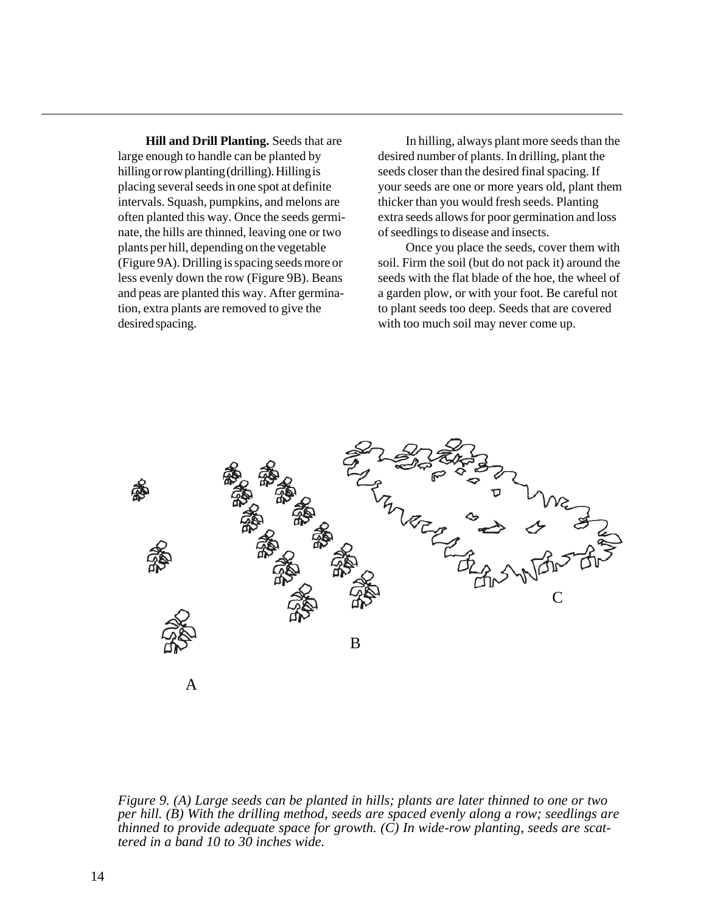**Hill and Drill Planting.** Seeds that are large enough to handle can be planted by hilling or row planting (drilling). Hilling is placing several seeds in one spot at definite intervals. Squash, pumpkins, and melons are often planted this way. Once the seeds germinate, the hills are thinned, leaving one or two plants per hill, depending on the vegetable (Figure 9A). Drilling is spacing seeds more or less evenly down the row (Figure 9B). Beans and peas are planted this way. After germination, extra plants are removed to give the desired spacing.

In hilling, always plant more seeds than the desired number of plants. In drilling, plant the seeds closer than the desired final spacing. If your seeds are one or more years old, plant them thicker than you would fresh seeds. Planting extra seeds allows for poor germination and loss of seedlings to disease and insects.

Once you place the seeds, cover them with soil. Firm the soil (but do not pack it) around the seeds with the flat blade of the hoe, the wheel of a garden plow, or with your foot. Be careful not to plant seeds too deep. Seeds that are covered with too much soil may never come up.

A B C

*Figure 9. (A) Large seeds can be planted in hills; plants are later thinned to one or two per hill. (B) With the drilling method, seeds are spaced evenly along a row; seedlings are thinned to provide adequate space for growth. (C) In wide-row planting, seeds are scattered in a band 10 to 30 inches wide.*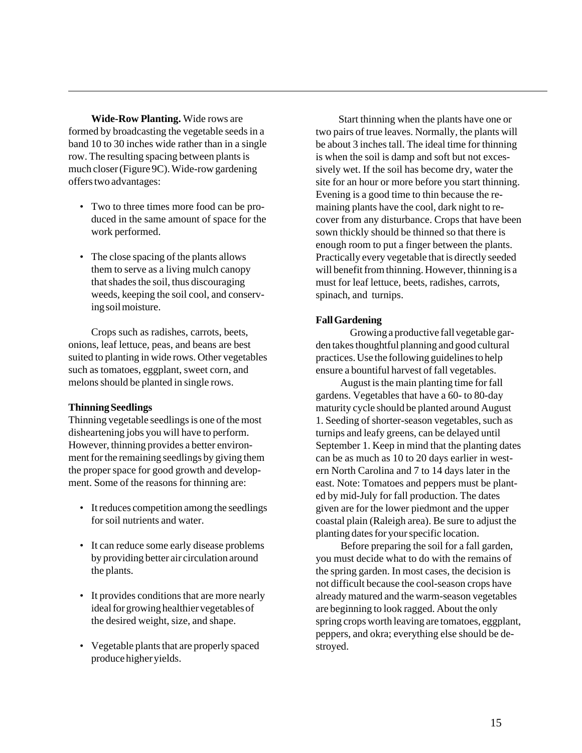**Wide-Row Planting.** Wide rows are formed by broadcasting the vegetable seeds in a band 10 to 30 inches wide rather than in a single row. The resulting spacing between plants is much closer (Figure 9C). Wide-row gardening offers two advantages:

- Two to three times more food can be produced in the same amount of space for the work performed.
- The close spacing of the plants allows them to serve as a living mulch canopy that shades the soil, thus discouraging weeds, keeping the soil cool, and conserving soil moisture.

Crops such as radishes, carrots, beets, onions, leaf lettuce, peas, and beans are best suited to planting in wide rows. Other vegetables such as tomatoes, eggplant, sweet corn, and melons should be planted in single rows.

### Thinning Seedlings

Thinning vegetable seedlings is one of the most disheartening jobs you will have to perform. However, thinning provides a better environment for the remaining seedlings by giving them the proper space for good growth and development. Some of the reasons for thinning are:

- It reduces competition among the seedlings for soil nutrients and water.
- It can reduce some early disease problems by providing better air circulation around the plants.
- It provides conditions that are more nearly ideal for growing healthier vegetables of the desired weight, size, and shape.
- Vegetable plants that are properly spaced produce higher yields.

Start thinning when the plants have one or two pairs of true leaves. Normally, the plants will be about 3 inches tall. The ideal time for thinning is when the soil is damp and soft but not excessively wet. If the soil has become dry, water the site for an hour or more before you start thinning. Evening is a good time to thin because the remaining plants have the cool, dark night to recover from any disturbance. Crops that have been sown thickly should be thinned so that there is enough room to put a finger between the plants. Practically every vegetable that is directly seeded will benefit from thinning. However, thinning is a must for leaf lettuce, beets, radishes, carrots, spinach, and turnips.

### Fall Gardening

Growing a productive fall vegetable garden takes thoughtful planning and good cultural practices. Use the following guidelines to help ensure a bountiful harvest of fall vegetables.

August is the main planting time for fall gardens. Vegetables that have a 60- to 80-day maturity cycle should be planted around August 1. Seeding of shorter-season vegetables, such as turnips and leafy greens, can be delayed until September 1. Keep in mind that the planting dates can be as much as 10 to 20 days earlier in western North Carolina and 7 to 14 days later in the east. Note: Tomatoes and peppers must be planted by mid-July for fall production. The dates given are for the lower piedmont and the upper coastal plain (Raleigh area). Be sure to adjust the planting dates for your specific location.

Before preparing the soil for a fall garden, you must decide what to do with the remains of the spring garden. In most cases, the decision is not difficult because the cool-season crops have already matured and the warm-season vegetables are beginning to look ragged. About the only spring crops worth leaving are tomatoes, eggplant, peppers, and okra; everything else should be destroyed.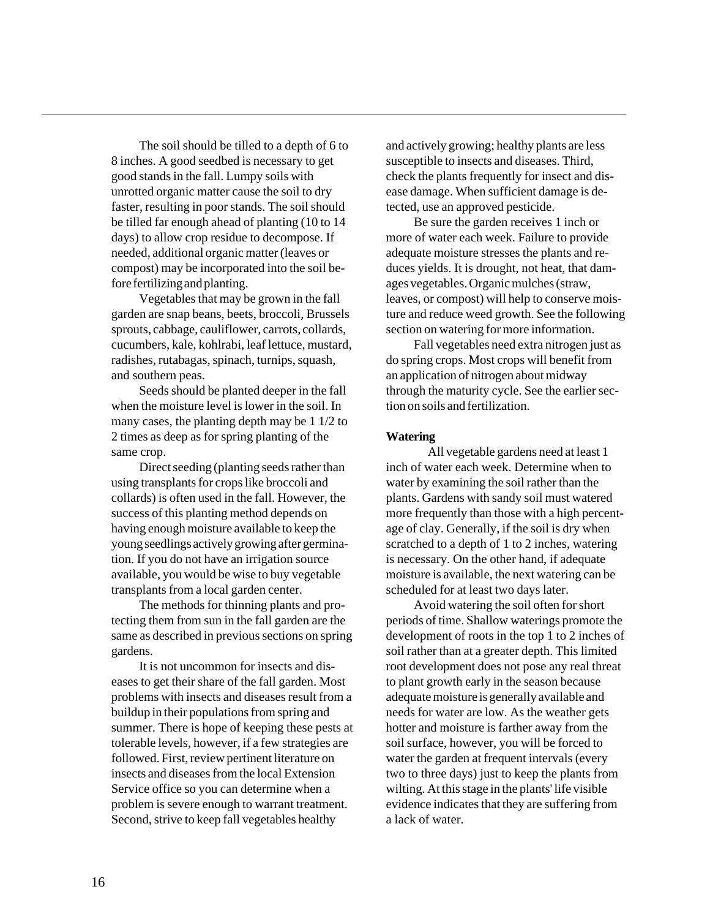The soil should be tilled to a depth of 6 to 8 inches. A good seedbed is necessary to get good stands in the fall. Lumpy soils with unrotted organic matter cause the soil to dry faster, resulting in poor stands. The soil should be tilled far enough ahead of planting (10 to 14 days) to allow crop residue to decompose. If needed, additional organic matter (leaves or compost) may be incorporated into the soil before fertilizing and planting.

Vegetables that may be grown in the fall garden are snap beans, beets, broccoli, Brussels sprouts, cabbage, cauliflower, carrots, collards, cucumbers, kale, kohlrabi, leaf lettuce, mustard, radishes, rutabagas, spinach, turnips, squash, and southern peas.

Seeds should be planted deeper in the fall when the moisture level is lower in the soil. In many cases, the planting depth may be 1 1/2 to 2 times as deep as for spring planting of the same crop.

Direct seeding (planting seeds rather than using transplants for crops like broccoli and collards) is often used in the fall. However, the success of this planting method depends on having enough moisture available to keep the young seedlings actively growing after germination. If you do not have an irrigation source available, you would be wise to buy vegetable transplants from a local garden center.

The methods for thinning plants and protecting them from sun in the fall garden are the same as described in previous sections on spring gardens.

It is not uncommon for insects and diseases to get their share of the fall garden. Most problems with insects and diseases result from a buildup in their populations from spring and summer. There is hope of keeping these pests at tolerable levels, however, if a few strategies are followed. First, review pertinent literature on insects and diseases from the local Extension Service office so you can determine when a problem is severe enough to warrant treatment. Second, strive to keep fall vegetables healthy and actively growing; healthy plants are less susceptible to insects and diseases. Third, check the plants frequently for insect and disease damage. When sufficient damage is detected, use an approved pesticide.

Be sure the garden receives 1 inch or more of water each week. Failure to provide adequate moisture stresses the plants and reduces yields. It is drought, not heat, that damages vegetables. Organic mulches (straw, leaves, or compost) will help to conserve moisture and reduce weed growth. See the following section on watering for more information.

Fall vegetables need extra nitrogen just as do spring crops. Most crops will benefit from an application of nitrogen about midway through the maturity cycle. See the earlier section on soils and fertilization.

**Watering**

All vegetable gardens need at least 1 inch of water each week. Determine when to water by examining the soil rather than the plants. Gardens with sandy soil must watered more frequently than those with a high percentage of clay. Generally, if the soil is dry when scratched to a depth of 1 to 2 inches, watering is necessary. On the other hand, if adequate moisture is available, the next watering can be scheduled for at least two days later.

Avoid watering the soil often for short periods of time. Shallow waterings promote the development of roots in the top 1 to 2 inches of soil rather than at a greater depth. This limited root development does not pose any real threat to plant growth early in the season because adequate moisture is generally available and needs for water are low. As the weather gets hotter and moisture is farther away from the soil surface, however, you will be forced to water the garden at frequent intervals (every two to three days) just to keep the plants from wilting. At this stage in the plants' life visible evidence indicates that they are suffering from a lack of water.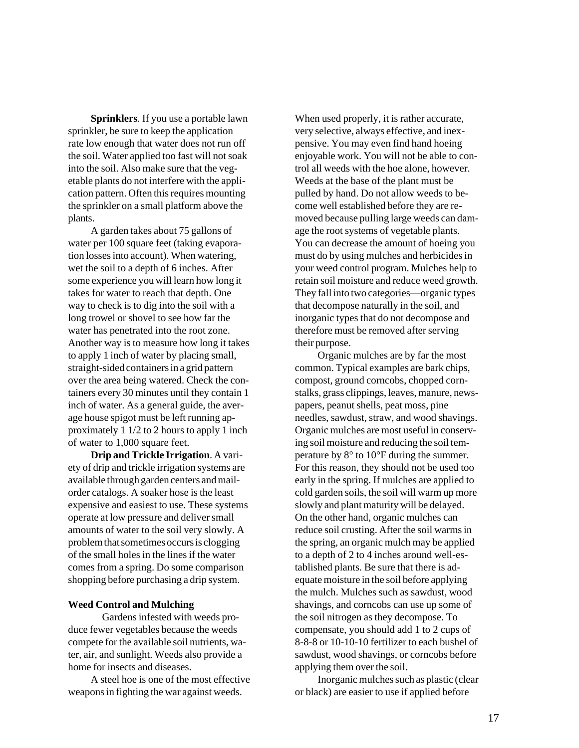**Sprinklers**. If you use a portable lawn sprinkler, be sure to keep the application rate low enough that water does not run off the soil. Water applied too fast will not soak into the soil. Also make sure that the vegetable plants do not interfere with the application pattern. Often this requires mounting the sprinkler on a small platform above the plants.

A garden takes about 75 gallons of water per 100 square feet (taking evaporation losses into account). When watering, wet the soil to a depth of 6 inches. After some experience you will learn how long it takes for water to reach that depth. One way to check is to dig into the soil with a long trowel or shovel to see how far the water has penetrated into the root zone. Another way is to measure how long it takes to apply 1 inch of water by placing small, straight-sided containers in a grid pattern over the area being watered. Check the containers every 30 minutes until they contain 1 inch of water. As a general guide, the average house spigot must be left running approximately 1 1/2 to 2 hours to apply 1 inch of water to 1,000 square feet.

**Drip and Trickle Irrigation**. A variety of drip and trickle irrigation systems are available through garden centers and mail-order catalogs. A soaker hose is the least expensive and easiest to use. These systems operate at low pressure and deliver small amounts of water to the soil very slowly. A problem that sometimes occurs is clogging of the small holes in the lines if the water comes from a spring. Do some comparison shopping before purchasing a drip system.

**Weed Control and Mulching**

Gardens infested with weeds produce fewer vegetables because the weeds compete for the available soil nutrients, water, air, and sunlight. Weeds also provide a home for insects and diseases.

A steel hoe is one of the most effective weapons in fighting the war against weeds. When used properly, it is rather accurate, very selective, always effective, and inexpensive. You may even find hand hoeing enjoyable work. You will not be able to control all weeds with the hoe alone, however. Weeds at the base of the plant must be pulled by hand. Do not allow weeds to become well established before they are removed because pulling large weeds can damage the root systems of vegetable plants. You can decrease the amount of hoeing you must do by using mulches and herbicides in your weed control program. Mulches help to retain soil moisture and reduce weed growth. They fall into two categories—organic types that decompose naturally in the soil, and inorganic types that do not decompose and therefore must be removed after serving their purpose.

Organic mulches are by far the most common. Typical examples are bark chips, compost, ground corncobs, chopped cornstalks, grass clippings, leaves, manure, newspapers, peanut shells, peat moss, pine needles, sawdust, straw, and wood shavings. Organic mulches are most useful in conserving soil moisture and reducing the soil temperature by 8° to 10°F during the summer. For this reason, they should not be used too early in the spring. If mulches are applied to cold garden soils, the soil will warm up more slowly and plant maturity will be delayed. On the other hand, organic mulches can reduce soil crusting. After the soil warms in the spring, an organic mulch may be applied to a depth of 2 to 4 inches around well-established plants. Be sure that there is adequate moisture in the soil before applying the mulch. Mulches such as sawdust, wood shavings, and corncobs can use up some of the soil nitrogen as they decompose. To compensate, you should add 1 to 2 cups of 8-8-8 or 10-10-10 fertilizer to each bushel of sawdust, wood shavings, or corncobs before applying them over the soil.

Inorganic mulches such as plastic (clear or black) are easier to use if applied before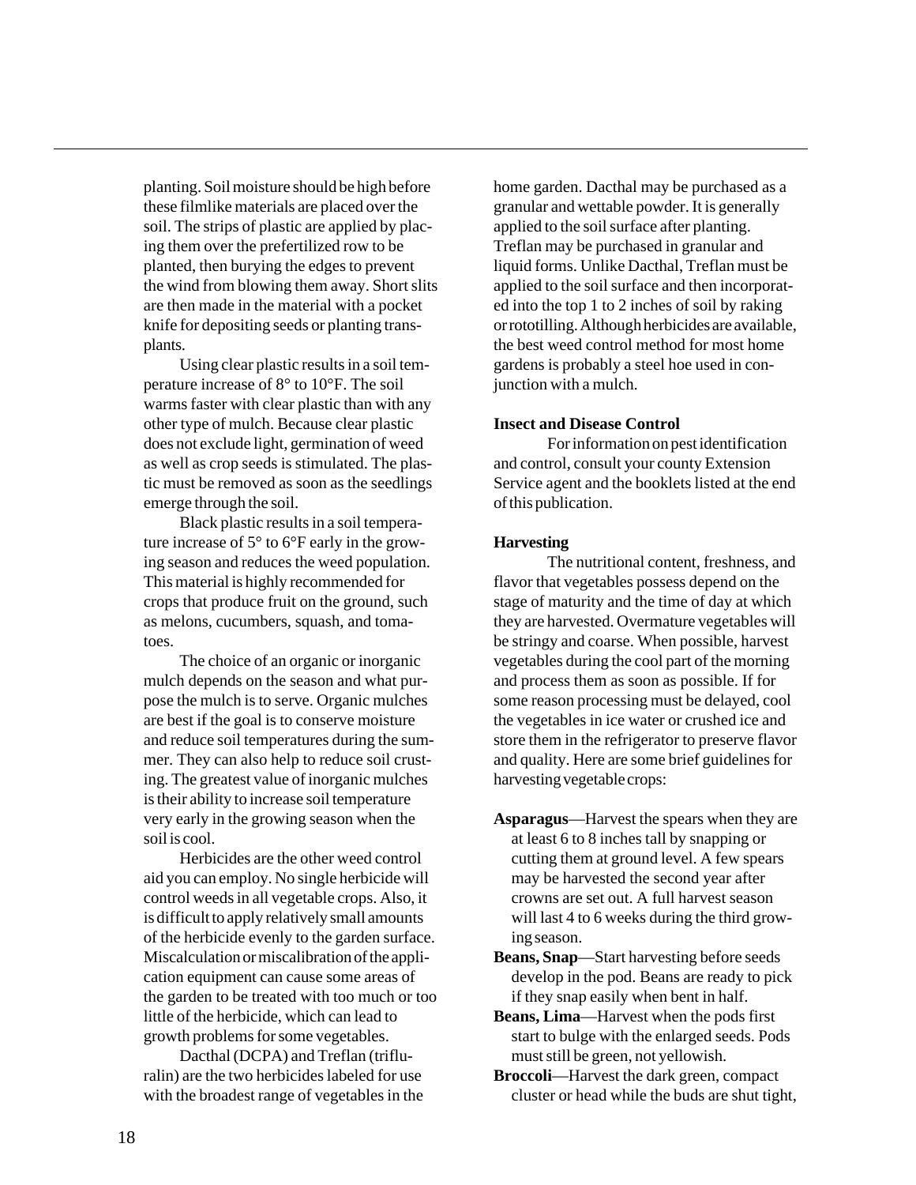planting. Soil moisture should be high before these filmlike materials are placed over the soil. The strips of plastic are applied by placing them over the prefertilized row to be planted, then burying the edges to prevent the wind from blowing them away. Short slits are then made in the material with a pocket knife for depositing seeds or planting transplants.

Using clear plastic results in a soil temperature increase of 8° to 10°F. The soil warms faster with clear plastic than with any other type of mulch. Because clear plastic does not exclude light, germination of weed as well as crop seeds is stimulated. The plastic must be removed as soon as the seedlings emerge through the soil.

Black plastic results in a soil temperature increase of 5° to 6°F early in the growing season and reduces the weed population. This material is highly recommended for crops that produce fruit on the ground, such as melons, cucumbers, squash, and tomatoes.

The choice of an organic or inorganic mulch depends on the season and what purpose the mulch is to serve. Organic mulches are best if the goal is to conserve moisture and reduce soil temperatures during the summer. They can also help to reduce soil crusting. The greatest value of inorganic mulches is their ability to increase soil temperature very early in the growing season when the soil is cool.

Herbicides are the other weed control aid you can employ. No single herbicide will control weeds in all vegetable crops. Also, it is difficult to apply relatively small amounts of the herbicide evenly to the garden surface. Miscalculation or miscalibration of the application equipment can cause some areas of the garden to be treated with too much or too little of the herbicide, which can lead to growth problems for some vegetables.

Dacthal (DCPA) and Treflan (trifluralin) are the two herbicides labeled for use with the broadest range of vegetables in the home garden. Dacthal may be purchased as a granular and wettable powder. It is generally applied to the soil surface after planting. Treflan may be purchased in granular and liquid forms. Unlike Dacthal, Treflan must be applied to the soil surface and then incorporated into the top 1 to 2 inches of soil by raking or rototilling. Although herbicides are available, the best weed control method for most home gardens is probably a steel hoe used in conjunction with a mulch.

**Insect and Disease Control**

For information on pest identification and control, consult your county Extension Service agent and the booklets listed at the end of this publication.

**Harvesting**

The nutritional content, freshness, and flavor that vegetables possess depend on the stage of maturity and the time of day at which they are harvested. Overmature vegetables will be stringy and coarse. When possible, harvest vegetables during the cool part of the morning and process them as soon as possible. If for some reason processing must be delayed, cool the vegetables in ice water or crushed ice and store them in the refrigerator to preserve flavor and quality. Here are some brief guidelines for harvesting vegetable crops:

**Asparagus**—Harvest the spears when they are at least 6 to 8 inches tall by snapping or cutting them at ground level. A few spears may be harvested the second year after crowns are set out. A full harvest season will last 4 to 6 weeks during the third growing season.

**Beans, Snap**—Start harvesting before seeds develop in the pod. Beans are ready to pick if they snap easily when bent in half.

**Beans, Lima**—Harvest when the pods first start to bulge with the enlarged seeds. Pods must still be green, not yellowish.

**Broccoli**—Harvest the dark green, compact cluster or head while the buds are shut tight,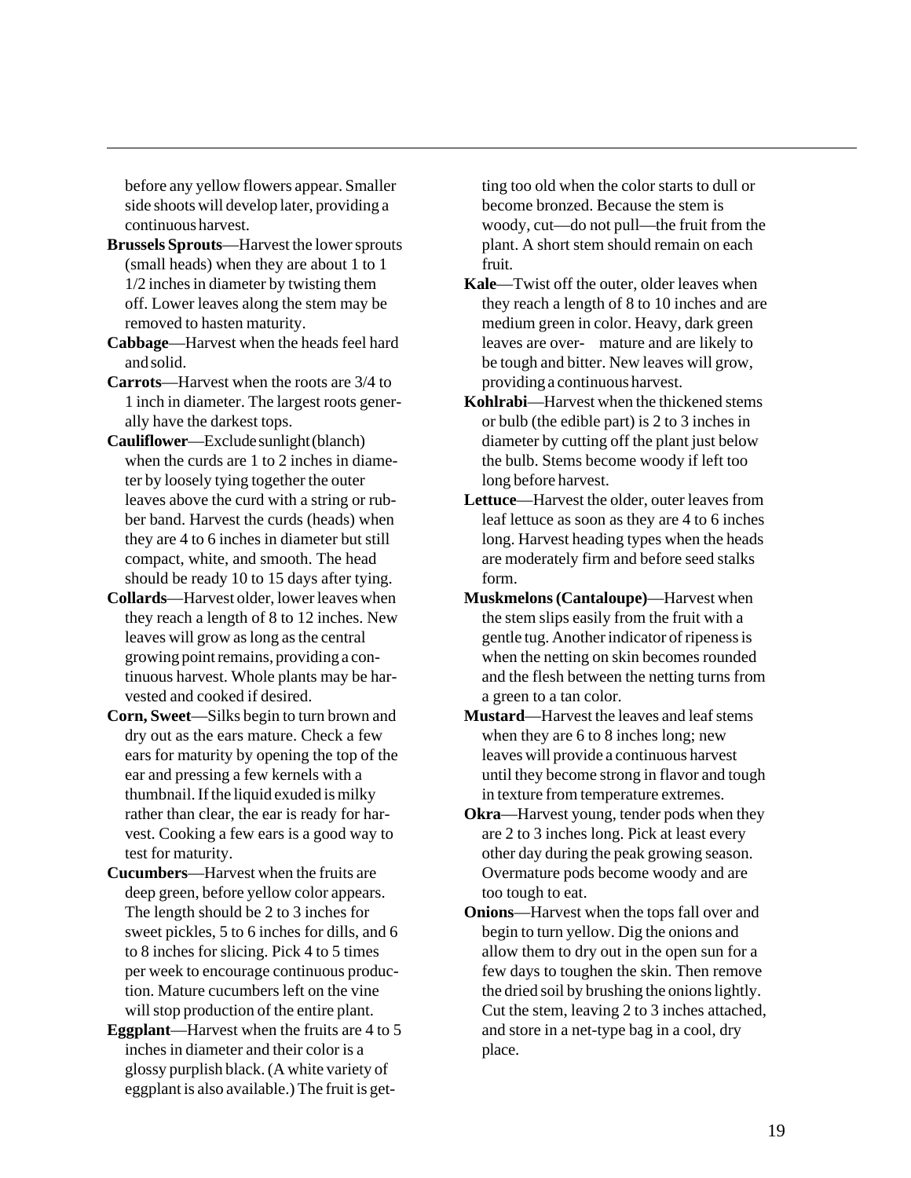before any yellow flowers appear. Smaller side shoots will develop later, providing a continuous harvest.

**Brussels Sprouts**—Harvest the lower sprouts (small heads) when they are about 1 to 1 1/2 inches in diameter by twisting them off. Lower leaves along the stem may be removed to hasten maturity.

**Cabbage**—Harvest when the heads feel hard and solid.

**Carrots**—Harvest when the roots are 3/4 to 1 inch in diameter. The largest roots generally have the darkest tops.

**Cauliflower**—Exclude sunlight (blanch) when the curds are 1 to 2 inches in diameter by loosely tying together the outer leaves above the curd with a string or rubber band. Harvest the curds (heads) when they are 4 to 6 inches in diameter but still compact, white, and smooth. The head should be ready 10 to 15 days after tying.

**Collards**—Harvest older, lower leaves when they reach a length of 8 to 12 inches. New leaves will grow as long as the central growing point remains, providing a continuous harvest. Whole plants may be harvested and cooked if desired.

**Corn, Sweet**—Silks begin to turn brown and dry out as the ears mature. Check a few ears for maturity by opening the top of the ear and pressing a few kernels with a thumbnail. If the liquid exuded is milky rather than clear, the ear is ready for harvest. Cooking a few ears is a good way to test for maturity.

**Cucumbers**—Harvest when the fruits are deep green, before yellow color appears. The length should be 2 to 3 inches for sweet pickles, 5 to 6 inches for dills, and 6 to 8 inches for slicing. Pick 4 to 5 times per week to encourage continuous production. Mature cucumbers left on the vine will stop production of the entire plant.

**Eggplant**—Harvest when the fruits are 4 to 5 inches in diameter and their color is a glossy purplish black. (A white variety of eggplant is also available.) The fruit is getting too old when the color starts to dull or become bronzed. Because the stem is woody, cut—do not pull—the fruit from the plant. A short stem should remain on each fruit.

**Kale**—Twist off the outer, older leaves when they reach a length of 8 to 10 inches and are medium green in color. Heavy, dark green leaves are overmature and are likely to be tough and bitter. New leaves will grow, providing a continuous harvest.

**Kohlrabi**—Harvest when the thickened stems or bulb (the edible part) is 2 to 3 inches in diameter by cutting off the plant just below the bulb. Stems become woody if left too long before harvest.

**Lettuce**—Harvest the older, outer leaves from leaf lettuce as soon as they are 4 to 6 inches long. Harvest heading types when the heads are moderately firm and before seed stalks form.

**Muskmelons (Cantaloupe)**—Harvest when the stem slips easily from the fruit with a gentle tug. Another indicator of ripeness is when the netting on skin becomes rounded and the flesh between the netting turns from a green to a tan color.

**Mustard**—Harvest the leaves and leaf stems when they are 6 to 8 inches long; new leaves will provide a continuous harvest until they become strong in flavor and tough in texture from temperature extremes.

**Okra**—Harvest young, tender pods when they are 2 to 3 inches long. Pick at least every other day during the peak growing season. Overmature pods become woody and are too tough to eat.

**Onions**—Harvest when the tops fall over and begin to turn yellow. Dig the onions and allow them to dry out in the open sun for a few days to toughen the skin. Then remove the dried soil by brushing the onions lightly. Cut the stem, leaving 2 to 3 inches attached, and store in a net-type bag in a cool, dry place.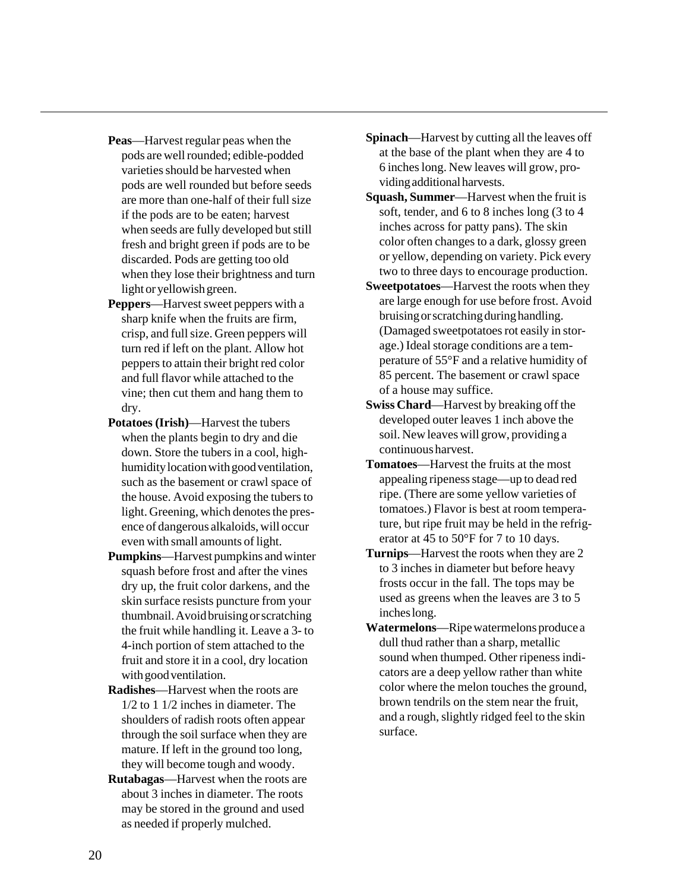**Peas**—Harvest regular peas when the pods are well rounded; edible-podded varieties should be harvested when pods are well rounded but before seeds are more than one-half of their full size if the pods are to be eaten; harvest when seeds are fully developed but still fresh and bright green if pods are to be discarded. Pods are getting too old when they lose their brightness and turn light or yellowish green.

**Peppers**—Harvest sweet peppers with a sharp knife when the fruits are firm, crisp, and full size. Green peppers will turn red if left on the plant. Allow hot peppers to attain their bright red color and full flavor while attached to the vine; then cut them and hang them to dry.

**Potatoes (Irish)**—Harvest the tubers when the plants begin to dry and die down. Store the tubers in a cool, high-humidity location with good ventilation, such as the basement or crawl space of the house. Avoid exposing the tubers to light. Greening, which denotes the presence of dangerous alkaloids, will occur even with small amounts of light.

**Pumpkins**—Harvest pumpkins and winter squash before frost and after the vines dry up, the fruit color darkens, and the skin surface resists puncture from your thumbnail. Avoid bruising or scratching the fruit while handling it. Leave a 3- to 4-inch portion of stem attached to the fruit and store it in a cool, dry location with good ventilation.

**Radishes**—Harvest when the roots are 1/2 to 1 1/2 inches in diameter. The shoulders of radish roots often appear through the soil surface when they are mature. If left in the ground too long, they will become tough and woody.

**Rutabagas**—Harvest when the roots are about 3 inches in diameter. The roots may be stored in the ground and used as needed if properly mulched.

**Spinach**—Harvest by cutting all the leaves off at the base of the plant when they are 4 to 6 inches long. New leaves will grow, providing additional harvests.

**Squash, Summer**—Harvest when the fruit is soft, tender, and 6 to 8 inches long (3 to 4 inches across for patty pans). The skin color often changes to a dark, glossy green or yellow, depending on variety. Pick every two to three days to encourage production.

**Sweetpotatoes**—Harvest the roots when they are large enough for use before frost. Avoid bruising or scratching during handling. (Damaged sweetpotatoes rot easily in storage.) Ideal storage conditions are a temperature of 55°F and a relative humidity of 85 percent. The basement or crawl space of a house may suffice.

**Swiss Chard**—Harvest by breaking off the developed outer leaves 1 inch above the soil. New leaves will grow, providing a continuous harvest.

**Tomatoes**—Harvest the fruits at the most appealing ripeness stage—up to dead red ripe. (There are some yellow varieties of tomatoes.) Flavor is best at room temperature, but ripe fruit may be held in the refrigerator at 45 to 50°F for 7 to 10 days.

**Turnips**—Harvest the roots when they are 2 to 3 inches in diameter but before heavy frosts occur in the fall. The tops may be used as greens when the leaves are 3 to 5 inches long.

**Watermelons**—Ripe watermelons produce a dull thud rather than a sharp, metallic sound when thumped. Other ripeness indicators are a deep yellow rather than white color where the melon touches the ground, brown tendrils on the stem near the fruit, and a rough, slightly ridged feel to the skin surface.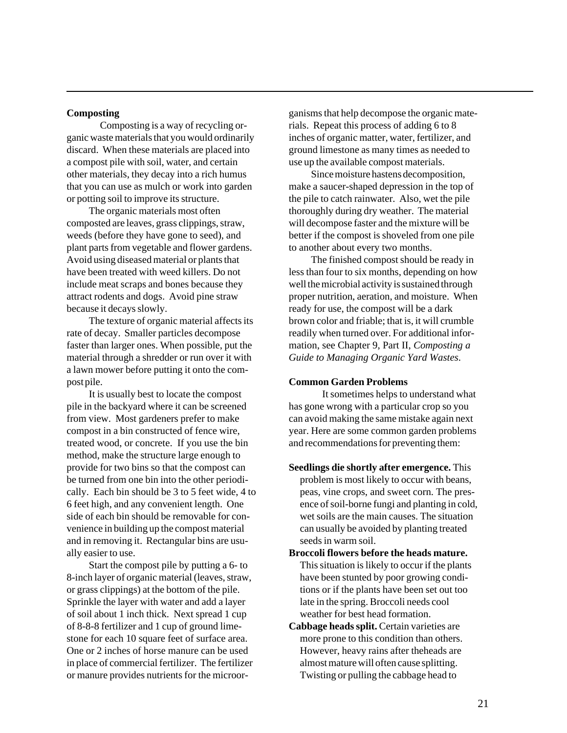### Composting

Composting is a way of recycling organic waste materials that you would ordinarily discard. When these materials are placed into a compost pile with soil, water, and certain other materials, they decay into a rich humus that you can use as mulch or work into garden or potting soil to improve its structure.

The organic materials most often composted are leaves, grass clippings, straw, weeds (before they have gone to seed), and plant parts from vegetable and flower gardens. Avoid using diseased material or plants that have been treated with weed killers. Do not include meat scraps and bones because they attract rodents and dogs. Avoid pine straw because it decays slowly.

The texture of organic material affects its rate of decay. Smaller particles decompose faster than larger ones. When possible, put the material through a shredder or run over it with a lawn mower before putting it onto the compost pile.

It is usually best to locate the compost pile in the backyard where it can be screened from view. Most gardeners prefer to make compost in a bin constructed of fence wire, treated wood, or concrete. If you use the bin method, make the structure large enough to provide for two bins so that the compost can be turned from one bin into the other periodically. Each bin should be 3 to 5 feet wide, 4 to 6 feet high, and any convenient length. One side of each bin should be removable for convenience in building up the compost material and in removing it. Rectangular bins are usually easier to use.

Start the compost pile by putting a 6- to 8-inch layer of organic material (leaves, straw, or grass clippings) at the bottom of the pile. Sprinkle the layer with water and add a layer of soil about 1 inch thick. Next spread 1 cup of 8-8-8 fertilizer and 1 cup of ground limestone for each 10 square feet of surface area. One or 2 inches of horse manure can be used in place of commercial fertilizer. The fertilizer or manure provides nutrients for the microorganisms that help decompose the organic materials. Repeat this process of adding 6 to 8 inches of organic matter, water, fertilizer, and ground limestone as many times as needed to use up the available compost materials.

Since moisture hastens decomposition, make a saucer-shaped depression in the top of the pile to catch rainwater. Also, wet the pile thoroughly during dry weather. The material will decompose faster and the mixture will be better if the compost is shoveled from one pile to another about every two months.

The finished compost should be ready in less than four to six months, depending on how well the microbial activity is sustained through proper nutrition, aeration, and moisture. When ready for use, the compost will be a dark brown color and friable; that is, it will crumble readily when turned over. For additional information, see Chapter 9, Part II, *Composting a Guide to Managing Organic Yard Wastes*.

### Common Garden Problems

It sometimes helps to understand what has gone wrong with a particular crop so you can avoid making the same mistake again next year. Here are some common garden problems and recommendations for preventing them:

**Seedlings die shortly after emergence.** This problem is most likely to occur with beans, peas, vine crops, and sweet corn. The presence of soil-borne fungi and planting in cold, wet soils are the main causes. The situation can usually be avoided by planting treated seeds in warm soil.

**Broccoli flowers before the heads mature.** This situation is likely to occur if the plants have been stunted by poor growing conditions or if the plants have been set out too late in the spring. Broccoli needs cool weather for best head formation.

**Cabbage heads split.** Certain varieties are more prone to this condition than others. However, heavy rains after theheads are almost mature will often cause splitting. Twisting or pulling the cabbage head to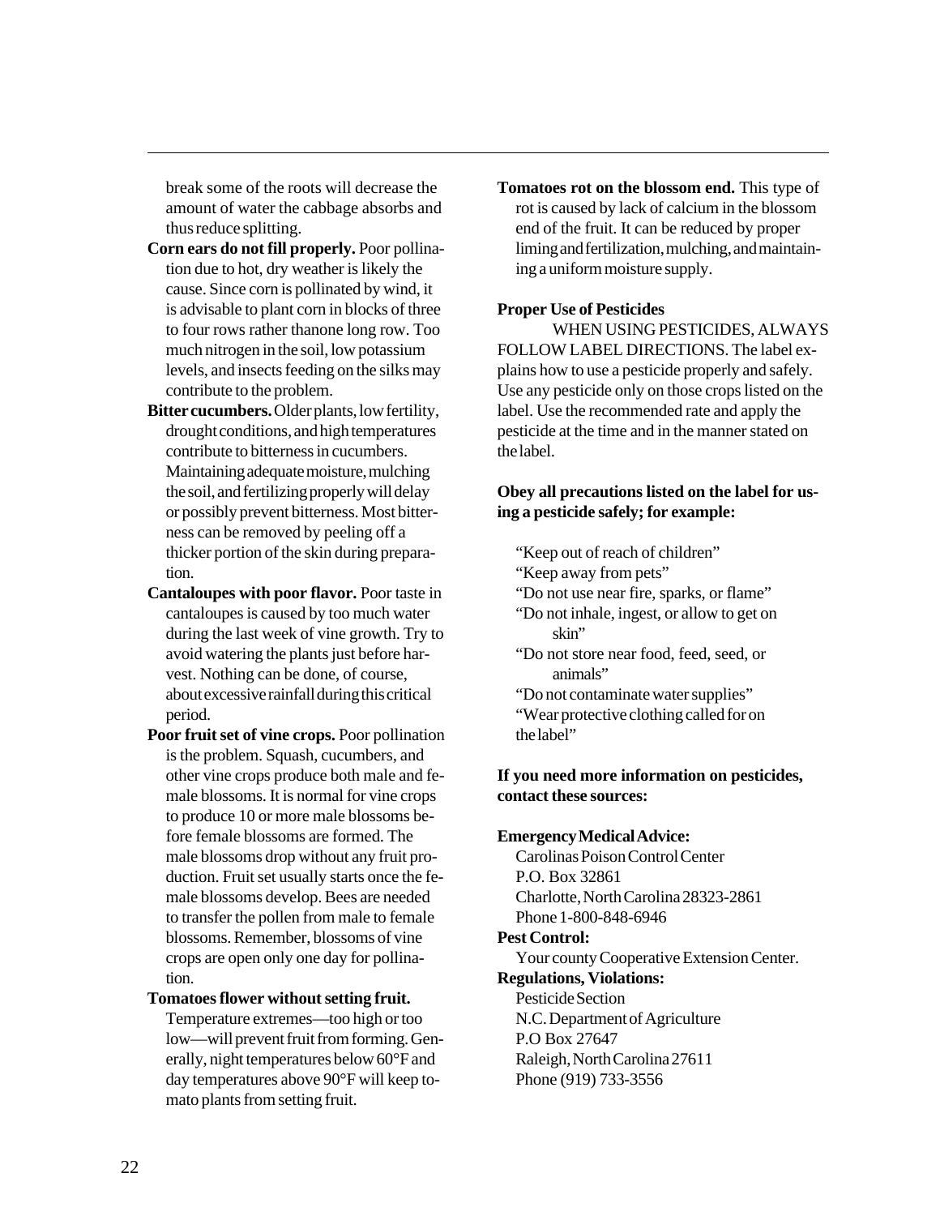break some of the roots will decrease the amount of water the cabbage absorbs and thus reduce splitting.

**Corn ears do not fill properly.** Poor pollination due to hot, dry weather is likely the cause. Since corn is pollinated by wind, it is advisable to plant corn in blocks of three to four rows rather thanone long row. Too much nitrogen in the soil, low potassium levels, and insects feeding on the silks may contribute to the problem.

**Bitter cucumbers.** Older plants, low fertility, drought conditions, and high temperatures contribute to bitterness in cucumbers. Maintaining adequate moisture, mulching the soil, and fertilizing properly will delay or possibly prevent bitterness. Most bitterness can be removed by peeling off a thicker portion of the skin during preparation.

**Cantaloupes with poor flavor.** Poor taste in cantaloupes is caused by too much water during the last week of vine growth. Try to avoid watering the plants just before harvest. Nothing can be done, of course, about excessive rainfall during this critical period.

**Poor fruit set of vine crops.** Poor pollination is the problem. Squash, cucumbers, and other vine crops produce both male and female blossoms. It is normal for vine crops to produce 10 or more male blossoms before female blossoms are formed. The male blossoms drop without any fruit production. Fruit set usually starts once the female blossoms develop. Bees are needed to transfer the pollen from male to female blossoms. Remember, blossoms of vine crops are open only one day for pollination.

**Tomatoes flower without setting fruit.** Temperature extremes—too high or too low—will prevent fruit from forming. Generally, night temperatures below 60°F and day temperatures above 90°F will keep tomato plants from setting fruit.

**Tomatoes rot on the blossom end.** This type of rot is caused by lack of calcium in the blossom end of the fruit. It can be reduced by proper liming and fertilization, mulching, and maintaining a uniform moisture supply.

**Proper Use of Pesticides**

WHEN USING PESTICIDES, ALWAYS FOLLOW LABEL DIRECTIONS. The label explains how to use a pesticide properly and safely. Use any pesticide only on those crops listed on the label. Use the recommended rate and apply the pesticide at the time and in the manner stated on the label.

**Obey all precautions listed on the label for using a pesticide safely; for example:**

"Keep out of reach of children"
"Keep away from pets"
"Do not use near fire, sparks, or flame"
"Do not inhale, ingest, or allow to get on skin"
"Do not store near food, feed, seed, or animals"
"Do not contaminate water supplies"
"Wear protective clothing called for on the label"

**If you need more information on pesticides, contact these sources:**

**Emergency Medical Advice:**
Carolinas Poison Control Center
P.O. Box 32861
Charlotte, North Carolina 28323-2861
Phone 1-800-848-6946

**Pest Control:**
Your county Cooperative Extension Center.

**Regulations, Violations:**
Pesticide Section
N.C. Department of Agriculture
P.O Box 27647
Raleigh, North Carolina 27611
Phone (919) 733-3556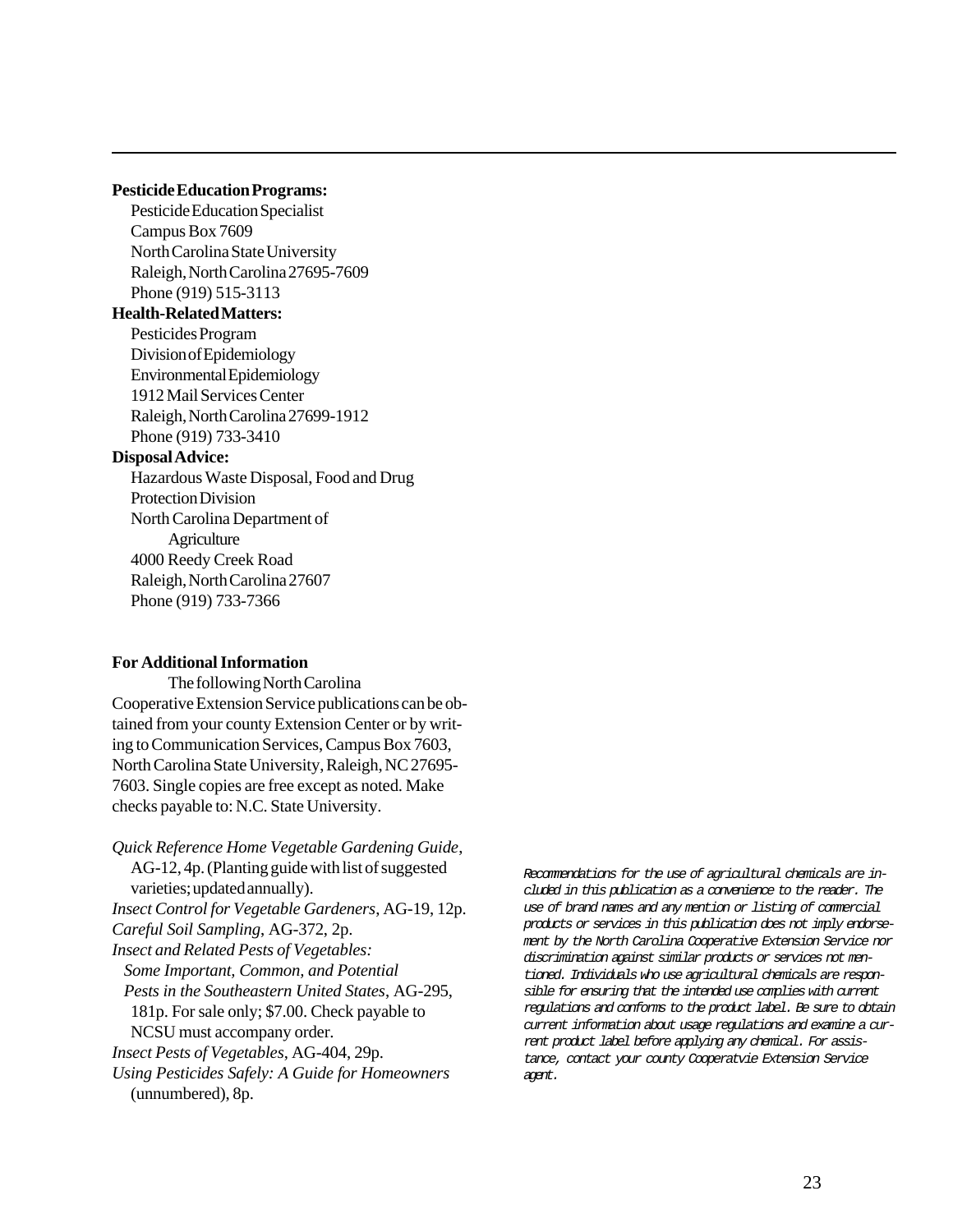**Pesticide Education Programs:**

Pesticide Education Specialist
Campus Box 7609
North Carolina State University
Raleigh, North Carolina 27695-7609
Phone (919) 515-3113

**Health-Related Matters:**

Pesticides Program
Division of Epidemiology
Environmental Epidemiology
1912 Mail Services Center
Raleigh, North Carolina 27699-1912
Phone (919) 733-3410

**Disposal Advice:**

Hazardous Waste Disposal, Food and Drug Protection Division
North Carolina Department of Agriculture
4000 Reedy Creek Road
Raleigh, North Carolina 27607
Phone (919) 733-7366

**For Additional Information**

The following North Carolina Cooperative Extension Service publications can be obtained from your county Extension Center or by writing to Communication Services, Campus Box 7603, North Carolina State University, Raleigh, NC 27695-7603. Single copies are free except as noted. Make checks payable to: N.C. State University.

*Quick Reference Home Vegetable Gardening Guide*, AG-12, 4p. (Planting guide with list of suggested varieties; updated annually).
*Insect Control for Vegetable Gardeners*, AG-19, 12p.
*Careful Soil Sampling*, AG-372, 2p.
*Insect and Related Pests of Vegetables: Some Important, Common, and Potential Pests in the Southeastern United States*, AG-295, 181p. For sale only; $7.00. Check payable to NCSU must accompany order.
*Insect Pests of Vegetables*, AG-404, 29p.
*Using Pesticides Safely: A Guide for Homeowners* (unnumbered), 8p.

*Recommendations for the use of agricultural chemicals are included in this publication as a convenience to the reader. The use of brand names and any mention or listing of commercial products or services in this publication does not imply endorsement by the North Carolina Cooperative Extension Service nor discrimination against similar products or services not mentioned. Individuals who use agricultural chemicals are responsible for ensuring that the intended use complies with current regulations and conforms to the product label. Be sure to obtain current information about usage regulations and examine a current product label before applying any chemical. For assistance, contact your county Cooperatvie Extension Service agent.*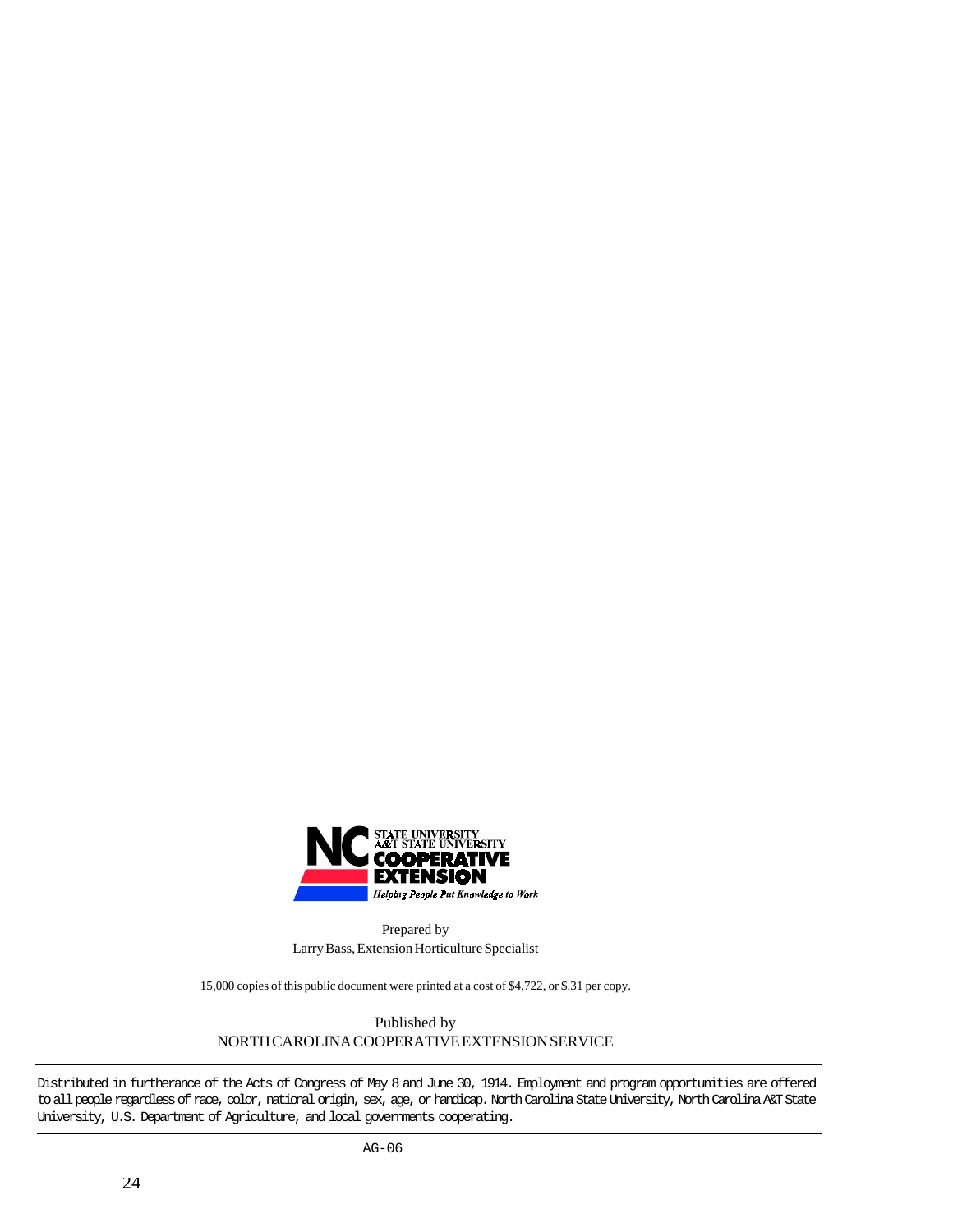STATE UNIVERSITY
A&T STATE UNIVERSITY
COOPERATIVE
EXTENSION
*Helping People Put Knowledge to Work*

Prepared by
Larry Bass, Extension Horticulture Specialist

15,000 copies of this public document were printed at a cost of $4,722, or $.31 per copy.

Published by
NORTH CAROLINA COOPERATIVE EXTENSION SERVICE

---

Distributed in furtherance of the Acts of Congress of May 8 and June 30, 1914. Employment and program opportunities are offered to all people regardless of race, color, national origin, sex, age, or handicap. North Carolina State University, North Carolina A&T State University, U.S. Department of Agriculture, and local governments cooperating.

---

AG-06